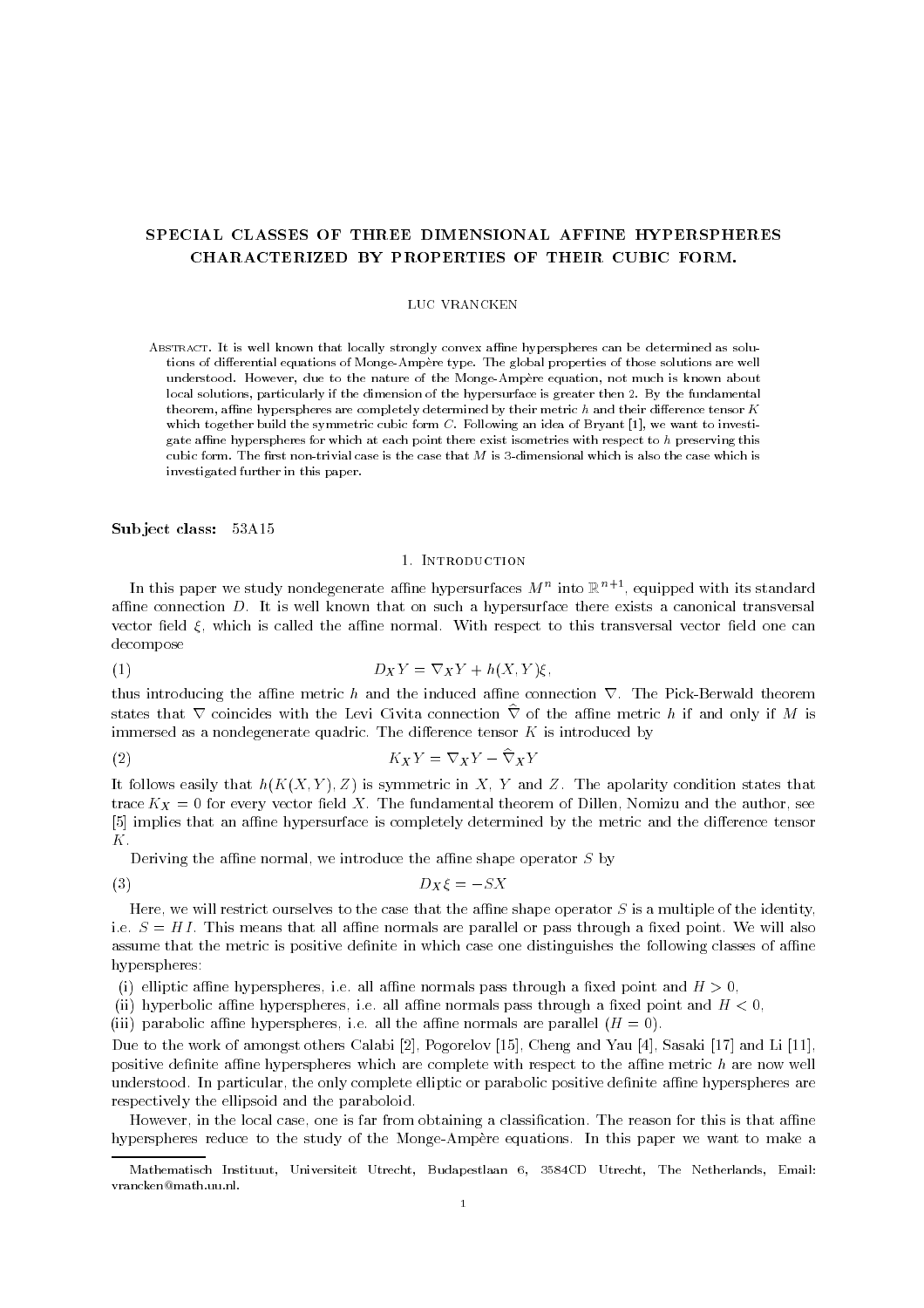# SPECIAL CLASSES OF THREE DIMENSIONAL AFFINE HYPERSPHERES CHARACTERIZED BY PROPERTIES OF THEIR CUBIC FORM.

LUC VRANCKEN

Abstract. It is well known that locally strongly convex affine hyperspheres can be determined as solutions of differential equations of Monge-Ampère type. The global properties of those solutions are well understood. However, due to the nature of the Monge-Ampère equation, not much is known about local solutions, particularly if the dimension of the hypersurface is greater then 2. By the fundamental theorem, affine hyperspheres are completely determined by their metric $h$ and their difference tensor $K$ which together build the symmetric cubic form $C$. Following an idea of Bryant [1], we want to investigate affine hyperspheres for which at each point there exist isometries with respect to $h$ preserving this cubic form. The first non-trivial case is the case that $M$ is 3-dimensional which is also the case which is investigated further in this paper.

**Subject class:** 53A15

## 1. Introduction

In this paper we study nondegenerate affine hypersurfaces $M^n$ into $\mathbb{R}^{n+1}$, equipped with its standard affine connection $D$. It is well known that on such a hypersurface there exists a canonical transversal vector field $\xi$, which is called the affine normal. With respect to this transversal vector field one can decompose

$$D_X Y = \nabla_X Y + h(X,Y)\xi, \tag{1}$$

thus introducing the affine metric $h$ and the induced affine connection $\nabla$. The Pick-Berwald theorem states that $\nabla$ coincides with the Levi Civita connection $\hat{\nabla}$ of the affine metric $h$ if and only if $M$ is immersed as a nondegenerate quadric. The difference tensor $K$ is introduced by

$$K_X Y = \nabla_X Y - \hat{\nabla}_X Y \tag{2}$$

It follows easily that $h(K(X,Y),Z)$ is symmetric in $X$, $Y$ and $Z$. The apolarity condition states that trace $K_X = 0$ for every vector field $X$. The fundamental theorem of Dillen, Nomizu and the author, see [5] implies that an affine hypersurface is completely determined by the metric and the difference tensor $K$.

Deriving the affine normal, we introduce the affine shape operator $S$ by

$$D_X \xi = -SX \tag{3}$$

Here, we will restrict ourselves to the case that the affine shape operator $S$ is a multiple of the identity, i.e. $S = HI$. This means that all affine normals are parallel or pass through a fixed point. We will also assume that the metric is positive definite in which case one distinguishes the following classes of affine hyperspheres:

(i) elliptic affine hyperspheres, i.e. all affine normals pass through a fixed point and $H > 0$,
(ii) hyperbolic affine hyperspheres, i.e. all affine normals pass through a fixed point and $H < 0$,
(iii) parabolic affine hyperspheres, i.e. all the affine normals are parallel ($H = 0$).

Due to the work of amongst others Calabi [2], Pogorelov [15], Cheng and Yau [4], Sasaki [17] and Li [11], positive definite affine hyperspheres which are complete with respect to the affine metric $h$ are now well understood. In particular, the only complete elliptic or parabolic positive definite affine hyperspheres are respectively the ellipsoid and the paraboloid.

However, in the local case, one is far from obtaining a classification. The reason for this is that affine hyperspheres reduce to the study of the Monge-Ampère equations. In this paper we want to make a

Mathematisch Instituut, Universiteit Utrecht, Budapestlaan 6, 3584CD Utrecht, The Netherlands, Email: vrancken@math.uu.nl.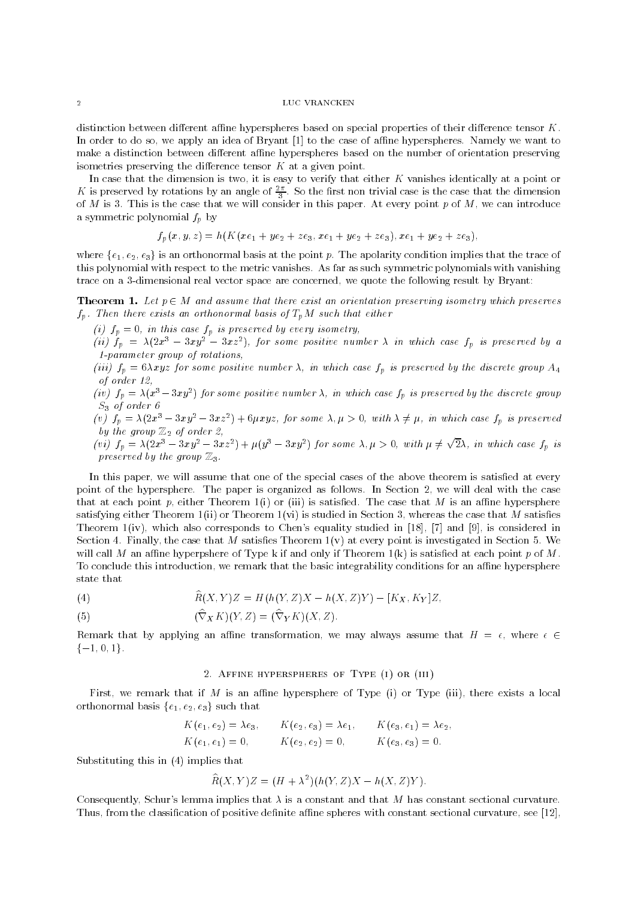distinction between different affine hyperspheres based on special properties of their difference tensor $K$. In order to do so, we apply an idea of Bryant [1] to the case of affine hyperspheres. Namely we want to make a distinction between different affine hyperspheres based on the number of orientation preserving isometries preserving the difference tensor $K$ at a given point.

In case that the dimension is two, it is easy to verify that either $K$ vanishes identically at a point or $K$ is preserved by rotations by an angle of $\frac{2\pi}{3}$. So the first non trivial case is the case that the dimension of $M$ is 3. This is the case that we will consider in this paper. At every point $p$ of $M$, we can introduce a symmetric polynomial $f_p$ by

$$f_p(x, y, z) = h(K(xe_1 + ye_2 + ze_3, xe_1 + ye_2 + ze_3), xe_1 + ye_2 + ze_3),$$

where $\{e_1, e_2, e_3\}$ is an orthonormal basis at the point $p$. The apolarity condition implies that the trace of this polynomial with respect to the metric vanishes. As far as such symmetric polynomials with vanishing trace on a 3-dimensional real vector space are concerned, we quote the following result by Bryant:

**Theorem 1.** *Let $p \in M$ and assume that there exist an orientation preserving isometry which preserves $f_p$. Then there exists an orthonormal basis of $T_pM$ such that either*

*(i) $f_p = 0$, in this case $f_p$ is preserved by every isometry,*
*(ii) $f_p = \lambda(2x^3 - 3xy^2 - 3xz^2)$, for some positive number $\lambda$ in which case $f_p$ is preserved by a 1-parameter group of rotations,*
*(iii) $f_p = 6\lambda xyz$ for some positive number $\lambda$, in which case $f_p$ is preserved by the discrete group $A_4$ of order 12,*
*(iv) $f_p = \lambda(x^3 - 3xy^2)$ for some positive number $\lambda$, in which case $f_p$ is preserved by the discrete group $S_3$ of order 6*
*(v) $f_p = \lambda(2x^3 - 3xy^2 - 3xz^2) + 6\mu xyz$, for some $\lambda, \mu > 0$, with $\lambda \neq \mu$, in which case $f_p$ is preserved by the group $\mathbb{Z}_2$ of order 2,*
*(vi) $f_p = \lambda(2x^3 - 3xy^2 - 3xz^2) + \mu(y^3 - 3xy^2)$ for some $\lambda, \mu > 0$, with $\mu \neq \sqrt{2}\lambda$, in which case $f_p$ is preserved by the group $\mathbb{Z}_3$.*

In this paper, we will assume that one of the special cases of the above theorem is satisfied at every point of the hypersphere. The paper is organized as follows. In Section 2, we will deal with the case that at each point $p$, either Theorem 1(i) or (iii) is satisfied. The case that $M$ is an affine hypersphere satisfying either Theorem 1(ii) or Theorem 1(vi) is studied in Section 3, whereas the case that $M$ satisfies Theorem 1(iv), which also corresponds to Chen's equality studied in [18], [7] and [9], is considered in Section 4. Finally, the case that $M$ satisfies Theorem 1(v) at every point is investigated in Section 5. We will call $M$ an affine hyperpshere of Type k if and only if Theorem 1(k) is satisfied at each point $p$ of $M$. To conclude this introduction, we remark that the basic integrability conditions for an affine hypersphere state that

$$\widehat{R}(X, Y)Z = H(h(Y, Z)X - h(X, Z)Y) - [K_X, K_Y]Z, \tag{4}$$

$$(\widehat{\nabla}_X K)(Y, Z) = (\widehat{\nabla}_Y K)(X, Z). \tag{5}$$

Remark that by applying an affine transformation, we may always assume that $H = \epsilon$, where $\epsilon \in \{-1, 0, 1\}$.

## 2. Affine hyperspheres of Type (i) or (iii)

First, we remark that if $M$ is an affine hypersphere of Type (i) or Type (iii), there exists a local orthonormal basis $\{e_1, e_2, e_3\}$ such that

$$K(e_1, e_2) = \lambda e_3, \qquad K(e_2, e_3) = \lambda e_1, \qquad K(e_3, e_1) = \lambda e_2,$$
$$K(e_1, e_1) = 0, \qquad K(e_2, e_2) = 0, \qquad K(e_3, e_3) = 0.$$

Substituting this in (4) implies that

$$\widehat{R}(X, Y)Z = (H + \lambda^2)(h(Y, Z)X - h(X, Z)Y).$$

Consequently, Schur's lemma implies that $\lambda$ is a constant and that $M$ has constant sectional curvature. Thus, from the classification of positive definite affine spheres with constant sectional curvature, see [12],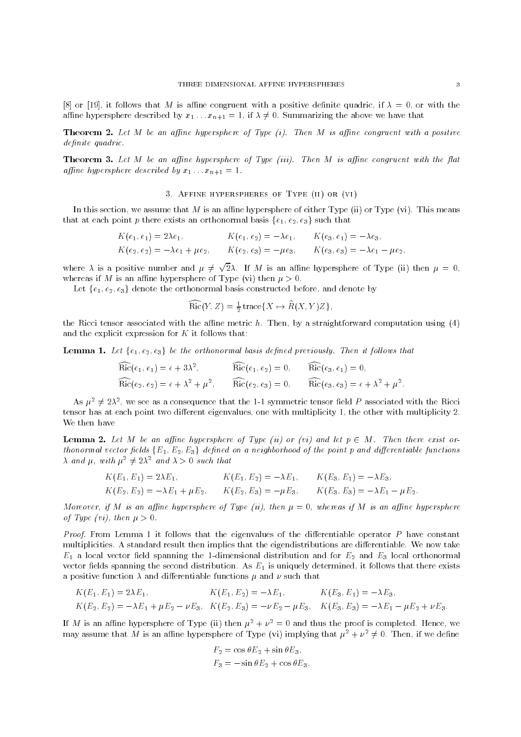[8] or [19], it follows that $M$ is affine congruent with a positive definite quadric, if $\lambda = 0$, or with the affine hypersphere described by $x_1 \dots x_{n+1} = 1$, if $\lambda \neq 0$. Summarizing the above we have that

**Theorem 2.** *Let $M$ be an affine hypersphere of Type (i). Then $M$ is affine congruent with a positive definite quadric.*

**Theorem 3.** *Let $M$ be an affine hypersphere of Type (iii). Then $M$ is affine congruent with the flat affine hypersphere described by $x_1 \dots x_{n+1} = 1$.*

## 3. Affine hyperspheres of Type (ii) or (vi)

In this section, we assume that $M$ is an affine hypersphere of either Type (ii) or Type (vi). This means that at each point $p$ there exists an orthonormal basis $\{e_1, e_2, e_3\}$ such that

$$
\begin{aligned}
K(e_1, e_1) &= 2\lambda e_1, & K(e_1, e_2) &= -\lambda e_1, & K(e_3, e_1) &= -\lambda e_3, \\
K(e_2, e_2) &= -\lambda e_1 + \mu e_2, & K(e_2, e_3) &= -\mu e_3, & K(e_3, e_3) &= -\lambda e_1 - \mu e_2,
\end{aligned}
$$

where $\lambda$ is a positive number and $\mu \neq \sqrt{2}\lambda$. If $M$ is an affine hypersphere of Type (ii) then $\mu = 0$, whereas if $M$ is an affine hypersphere of Type (vi) then $\mu > 0$.

Let $\{e_1, e_2, e_3\}$ denote the orthonormal basis constructed before, and denote by

$$\widehat{\mathrm{Ric}}(Y, Z) = \tfrac{1}{2}\,\mathrm{trace}\{X \mapsto \hat{R}(X, Y)Z\},$$

the Ricci tensor associated with the affine metric $h$. Then, by a straightforward computation using (4) and the explicit expression for $K$ it follows that:

**Lemma 1.** *Let $\{e_1, e_2, e_3\}$ be the orthonormal basis defined previously. Then it follows that*

$$
\begin{aligned}
\widehat{\mathrm{Ric}}(e_1, e_1) &= \epsilon + 3\lambda^2, & \widehat{\mathrm{Ric}}(e_1, e_2) &= 0, & \widehat{\mathrm{Ric}}(e_3, e_1) &= 0, \\
\widehat{\mathrm{Ric}}(e_2, e_2) &= \epsilon + \lambda^2 + \mu^2, & \widehat{\mathrm{Ric}}(e_2, e_3) &= 0, & \widehat{\mathrm{Ric}}(e_3, e_3) &= \epsilon + \lambda^2 + \mu^2.
\end{aligned}
$$

As $\mu^2 \neq 2\lambda^2$, we see as a consequence that the 1-1 symmetric tensor field $P$ associated with the Ricci tensor has at each point two different eigenvalues, one with multiplicity 1, the other with multiplicity 2. We then have

**Lemma 2.** *Let $M$ be an affine hypersphere of Type (ii) or (vi) and let $p \in M$. Then there exist orthonormal vector fields $\{E_1, E_2, E_3\}$ defined on a neighborhood of the point $p$ and differentiable functions $\lambda$ and $\mu$, with $\mu^2 \neq 2\lambda^2$ and $\lambda > 0$ such that*

$$
\begin{aligned}
K(E_1, E_1) &= 2\lambda E_1, & K(E_1, E_2) &= -\lambda E_1, & K(E_3, E_1) &= -\lambda E_3, \\
K(E_2, E_2) &= -\lambda E_1 + \mu E_2, & K(E_2, E_3) &= -\mu E_3, & K(E_3, E_3) &= -\lambda E_1 - \mu E_2.
\end{aligned}
$$

*Moreover, if $M$ is an affine hypersphere of Type (ii), then $\mu = 0$, whereas if $M$ is an affine hypersphere of Type (vi), then $\mu > 0$.*

*Proof.* From Lemma 1 it follows that the eigenvalues of the differentiable operator $P$ have constant multiplicities. A standard result then implies that the eigendistributions are differentiable. We now take $E_1$ a local vector field spanning the 1-dimensional distribution and for $E_2$ and $E_3$ local orthonormal vector fields spanning the second distribution. As $E_1$ is uniquely determined, it follows that there exists a positive function $\lambda$ and differentiable functions $\mu$ and $\nu$ such that

$$
\begin{aligned}
K(E_1, E_1) &= 2\lambda E_1, & K(E_1, E_2) &= -\lambda E_1, & K(E_3, E_1) &= -\lambda E_3, \\
K(E_2, E_2) &= -\lambda E_1 + \mu E_2 - \nu E_3, & K(E_2, E_3) &= -\nu E_2 - \mu E_3, & K(E_3, E_3) &= -\lambda E_1 - \mu E_2 + \nu E_3.
\end{aligned}
$$

If $M$ is an affine hypersphere of Type (ii) then $\mu^2 + \nu^2 = 0$ and thus the proof is completed. Hence, we may assume that $M$ is an affine hypersphere of Type (vi) implying that $\mu^2 + \nu^2 \neq 0$. Then, if we define

$$
\begin{aligned}
F_2 &= \cos\theta E_2 + \sin\theta E_3, \\
F_3 &= -\sin\theta E_2 + \cos\theta E_3,
\end{aligned}
$$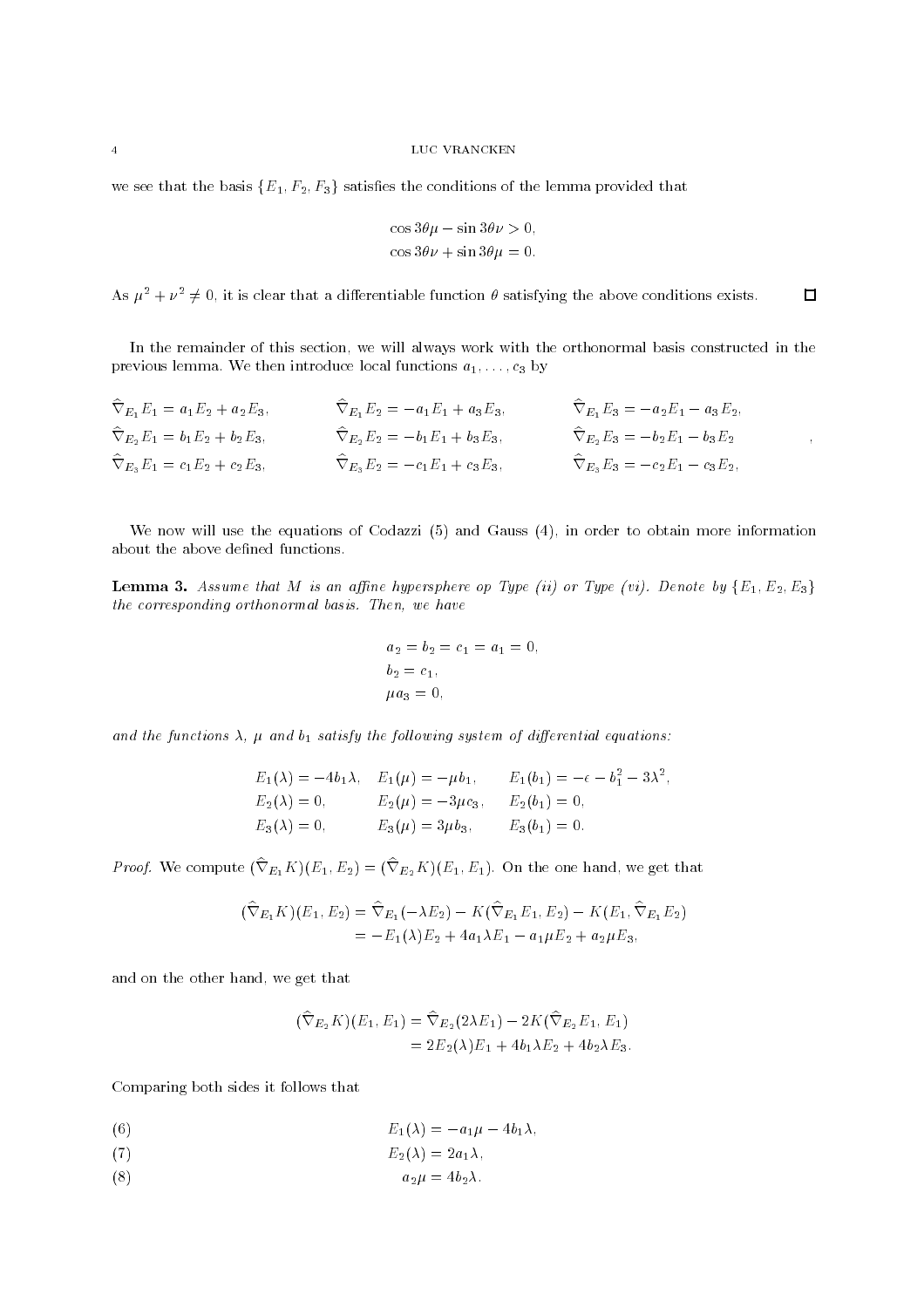we see that the basis $\{E_1, F_2, F_3\}$ satisfies the conditions of the lemma provided that

$$\cos 3\theta\mu - \sin 3\theta\nu > 0,$$
$$\cos 3\theta\nu + \sin 3\theta\mu = 0.$$

As $\mu^2 + \nu^2 \neq 0$, it is clear that a differentiable function $\theta$ satisfying the above conditions exists. $\square$

In the remainder of this section, we will always work with the orthonormal basis constructed in the previous lemma. We then introduce local functions $a_1, \dots, c_3$ by

$$
\begin{aligned}
&\hat\nabla_{E_1} E_1 = a_1 E_2 + a_2 E_3, && \hat\nabla_{E_1} E_2 = -a_1 E_1 + a_3 E_3, && \hat\nabla_{E_1} E_3 = -a_2 E_1 - a_3 E_2,\\
&\hat\nabla_{E_2} E_1 = b_1 E_2 + b_2 E_3, && \hat\nabla_{E_2} E_2 = -b_1 E_1 + b_3 E_3, && \hat\nabla_{E_2} E_3 = -b_2 E_1 - b_3 E_2,\\
&\hat\nabla_{E_3} E_1 = c_1 E_2 + c_2 E_3, && \hat\nabla_{E_3} E_2 = -c_1 E_1 + c_3 E_3, && \hat\nabla_{E_3} E_3 = -c_2 E_1 - c_3 E_2,
\end{aligned}
$$

We now will use the equations of Codazzi (5) and Gauss (4), in order to obtain more information about the above defined functions.

**Lemma 3.** *Assume that $M$ is an affine hypersphere op Type (ii) or Type (vi). Denote by $\{E_1, E_2, E_3\}$ the corresponding orthonormal basis. Then, we have*

$$
\begin{aligned}
&a_2 = b_2 = c_1 = a_1 = 0,\\
&b_2 = c_1,\\
&\mu a_3 = 0,
\end{aligned}
$$

*and the functions $\lambda$, $\mu$ and $b_1$ satisfy the following system of differential equations:*

$$
\begin{aligned}
&E_1(\lambda) = -4b_1\lambda, && E_1(\mu) = -\mu b_1, && E_1(b_1) = -\epsilon - b_1^2 - 3\lambda^2,\\
&E_2(\lambda) = 0, && E_2(\mu) = -3\mu c_3, && E_2(b_1) = 0,\\
&E_3(\lambda) = 0, && E_3(\mu) = 3\mu b_3, && E_3(b_1) = 0.
\end{aligned}
$$

*Proof.* We compute $(\hat\nabla_{E_1} K)(E_1, E_2) = (\hat\nabla_{E_2} K)(E_1, E_1)$. On the one hand, we get that

$$
\begin{aligned}
(\hat\nabla_{E_1} K)(E_1, E_2) &= \hat\nabla_{E_1}(-\lambda E_2) - K(\hat\nabla_{E_1} E_1, E_2) - K(E_1, \hat\nabla_{E_1} E_2)\\
&= -E_1(\lambda) E_2 + 4a_1\lambda E_1 - a_1\mu E_2 + a_2\mu E_3,
\end{aligned}
$$

and on the other hand, we get that

$$
\begin{aligned}
(\hat\nabla_{E_2} K)(E_1, E_1) &= \hat\nabla_{E_2}(2\lambda E_1) - 2K(\hat\nabla_{E_2} E_1, E_1)\\
&= 2E_2(\lambda) E_1 + 4b_1\lambda E_2 + 4b_2\lambda E_3.
\end{aligned}
$$

Comparing both sides it follows that

$$E_1(\lambda) = -a_1\mu - 4b_1\lambda, \tag{6}$$
$$E_2(\lambda) = 2a_1\lambda, \tag{7}$$
$$a_2\mu = 4b_2\lambda. \tag{8}$$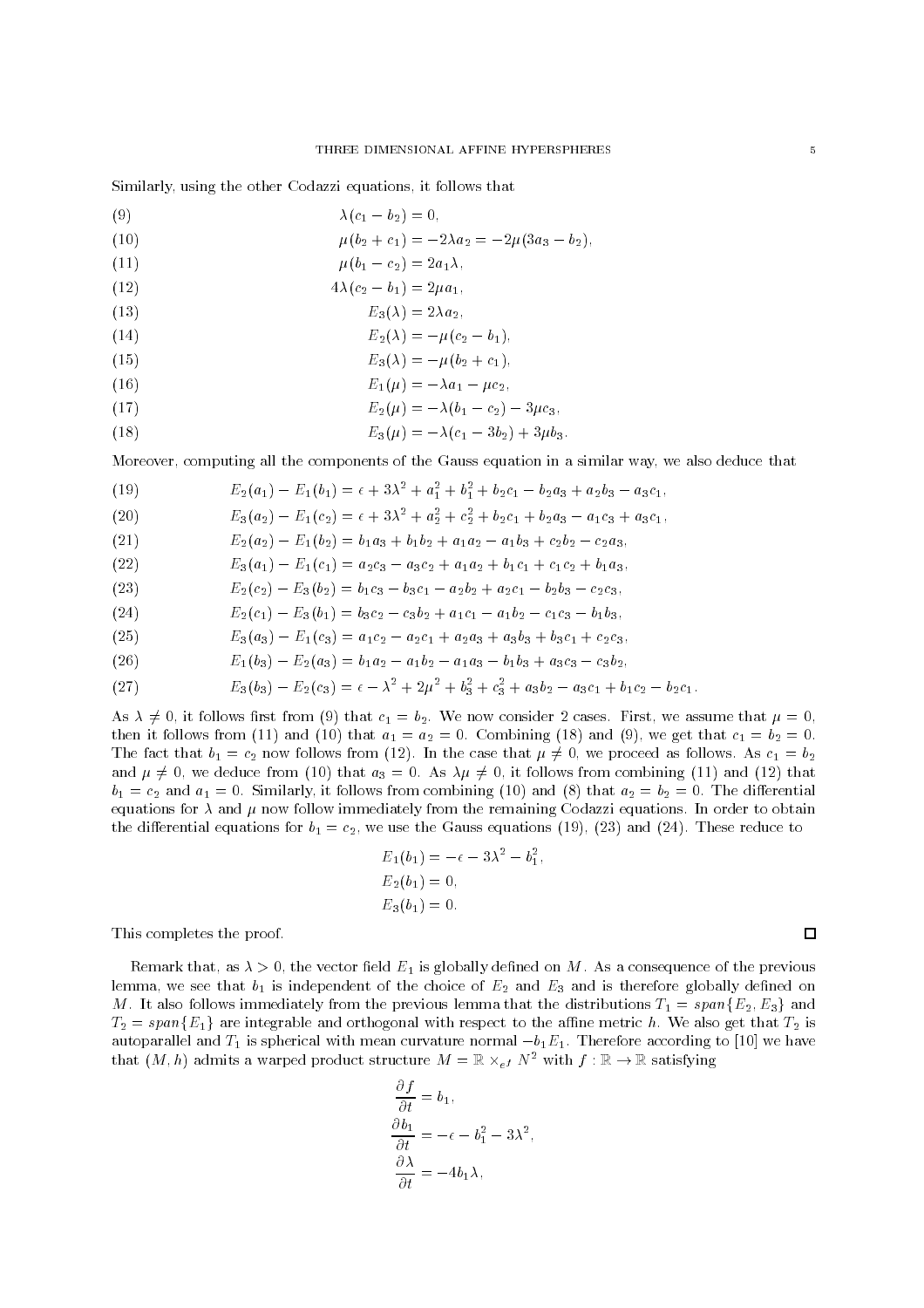Similarly, using the other Codazzi equations, it follows that

$$\lambda(c_1 - b_2) = 0, \tag{9}$$

$$\mu(b_2 + c_1) = -2\lambda a_2 = -2\mu(3a_3 - b_2), \tag{10}$$

$$\mu(b_1 - c_2) = 2a_1\lambda, \tag{11}$$

$$4\lambda(c_2 - b_1) = 2\mu a_1, \tag{12}$$

$$E_3(\lambda) = 2\lambda a_2, \tag{13}$$

$$E_2(\lambda) = -\mu(c_2 - b_1), \tag{14}$$

$$E_3(\lambda) = -\mu(b_2 + c_1), \tag{15}$$

$$E_1(\mu) = -\lambda a_1 - \mu c_2, \tag{16}$$

$$E_2(\mu) = -\lambda(b_1 - c_2) - 3\mu c_3, \tag{17}$$

$$E_3(\mu) = -\lambda(c_1 - 3b_2) + 3\mu b_3. \tag{18}$$

Moreover, computing all the components of the Gauss equation in a similar way, we also deduce that

$$E_2(a_1) - E_1(b_1) = \epsilon + 3\lambda^2 + a_1^2 + b_1^2 + b_2c_1 - b_2a_3 + a_2b_3 - a_3c_1, \tag{19}$$

$$E_3(a_2) - E_1(c_2) = \epsilon + 3\lambda^2 + a_2^2 + c_2^2 + b_2c_1 + b_2a_3 - a_1c_3 + a_3c_1, \tag{20}$$

$$E_2(a_2) - E_1(b_2) = b_1a_3 + b_1b_2 + a_1a_2 - a_1b_3 + c_2b_2 - c_2a_3, \tag{21}$$

$$E_3(a_1) - E_1(c_1) = a_2c_3 - a_3c_2 + a_1a_2 + b_1c_1 + c_1c_2 + b_1a_3, \tag{22}$$

$$E_2(c_2) - E_3(b_2) = b_1c_3 - b_3c_1 - a_2b_2 + a_2c_1 - b_2b_3 - c_2c_3, \tag{23}$$

$$E_2(c_1) - E_3(b_1) = b_3c_2 - c_3b_2 + a_1c_1 - a_1b_2 - c_1c_3 - b_1b_3, \tag{24}$$

$$E_3(a_3) - E_1(c_3) = a_1c_2 - a_2c_1 + a_2a_3 + a_3b_3 + b_3c_1 + c_2c_3, \tag{25}$$

$$E_1(b_3) - E_2(a_3) = b_1a_2 - a_1b_2 - a_1a_3 - b_1b_3 + a_3c_3 - c_3b_2, \tag{26}$$

$$E_3(b_3) - E_2(c_3) = \epsilon - \lambda^2 + 2\mu^2 + b_3^2 + c_3^2 + a_3b_2 - a_3c_1 + b_1c_2 - b_2c_1. \tag{27}$$

As $\lambda \neq 0$, it follows first from (9) that $c_1 = b_2$. We now consider 2 cases. First, we assume that $\mu = 0$, then it follows from (11) and (10) that $a_1 = a_2 = 0$. Combining (18) and (9), we get that $c_1 = b_2 = 0$. The fact that $b_1 = c_2$ now follows from (12). In the case that $\mu \neq 0$, we proceed as follows. As $c_1 = b_2$ and $\mu \neq 0$, we deduce from (10) that $a_3 = 0$. As $\lambda\mu \neq 0$, it follows from combining (11) and (12) that $b_1 = c_2$ and $a_1 = 0$. Similarly, it follows from combining (10) and (8) that $a_2 = b_2 = 0$. The differential equations for $\lambda$ and $\mu$ now follow immediately from the remaining Codazzi equations. In order to obtain the differential equations for $b_1 = c_2$, we use the Gauss equations (19), (23) and (24). These reduce to

$$E_1(b_1) = -\epsilon - 3\lambda^2 - b_1^2,$$
$$E_2(b_1) = 0,$$
$$E_3(b_1) = 0.$$

This completes the proof. $\square$

Remark that, as $\lambda > 0$, the vector field $E_1$ is globally defined on $M$. As a consequence of the previous lemma, we see that $b_1$ is independent of the choice of $E_2$ and $E_3$ and is therefore globally defined on $M$. It also follows immediately from the previous lemma that the distributions $T_1 = span\{E_2, E_3\}$ and $T_2 = span\{E_1\}$ are integrable and orthogonal with respect to the affine metric $h$. We also get that $T_2$ is autoparallel and $T_1$ is spherical with mean curvature normal $-b_1E_1$. Therefore according to [10] we have that $(M, h)$ admits a warped product structure $M = \mathbb{R} \times_{e^f} N^2$ with $f : \mathbb{R} \to \mathbb{R}$ satisfying

$$\frac{\partial f}{\partial t} = b_1,$$
$$\frac{\partial b_1}{\partial t} = -\epsilon - b_1^2 - 3\lambda^2,$$
$$\frac{\partial \lambda}{\partial t} = -4b_1\lambda,$$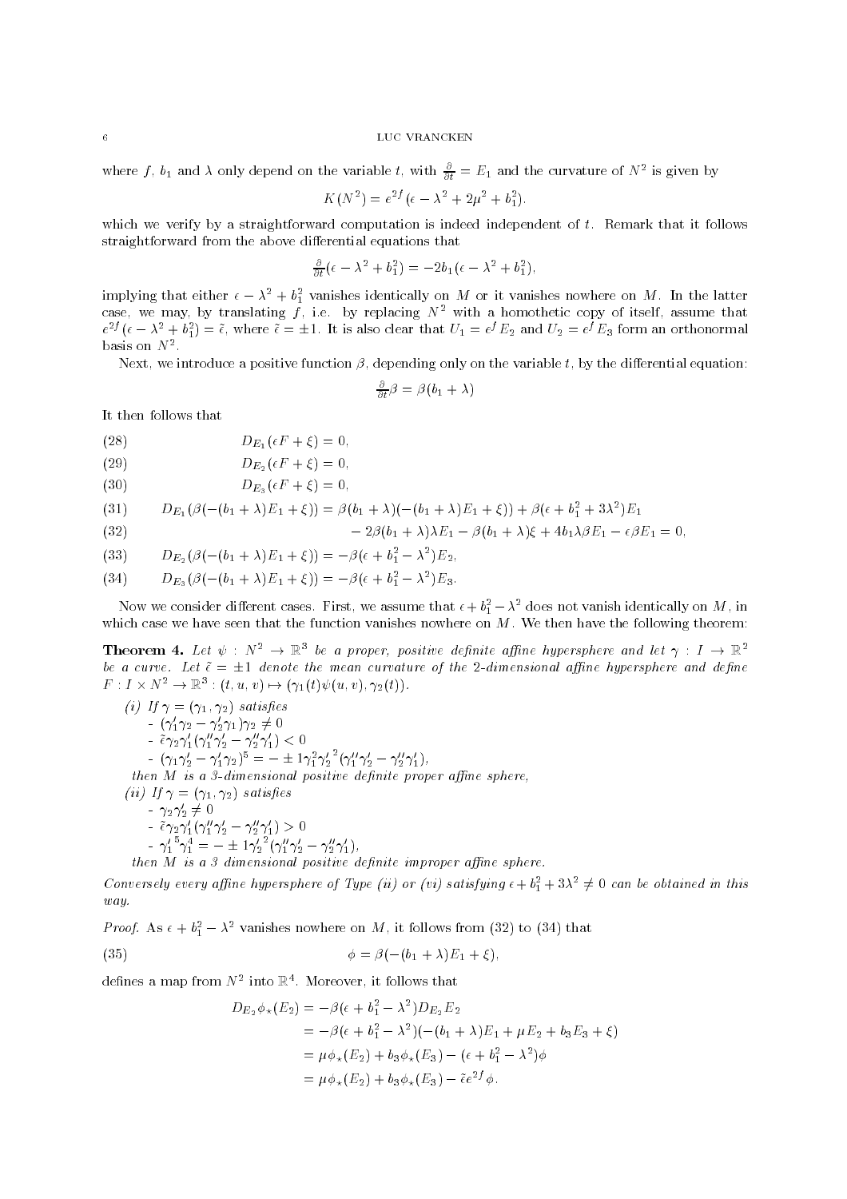where $f$, $b_1$ and $\lambda$ only depend on the variable $t$, with $\frac{\partial}{\partial t} = E_1$ and the curvature of $N^2$ is given by

$$K(N^2) = e^{2f}(\epsilon - \lambda^2 + 2\mu^2 + b_1^2).$$

which we verify by a straightforward computation is indeed independent of $t$. Remark that it follows straightforward from the above differential equations that

$$\tfrac{\partial}{\partial t}(\epsilon - \lambda^2 + b_1^2) = -2b_1(\epsilon - \lambda^2 + b_1^2),$$

implying that either $\epsilon - \lambda^2 + b_1^2$ vanishes identically on $M$ or it vanishes nowhere on $M$. In the latter case, we may, by translating $f$, i.e. by replacing $N^2$ with a homothetic copy of itself, assume that $e^{2f}(\epsilon - \lambda^2 + b_1^2) = \tilde{\epsilon}$, where $\tilde{\epsilon} = \pm 1$. It is also clear that $U_1 = e^f E_2$ and $U_2 = e^f E_3$ form an orthonormal basis on $N^2$.

Next, we introduce a positive function $\beta$, depending only on the variable $t$, by the differential equation:

$$\tfrac{\partial}{\partial t}\beta = \beta(b_1 + \lambda)$$

It then follows that

$$D_{E_1}(\epsilon F + \xi) = 0, \tag{28}$$

$$D_{E_2}(\epsilon F + \xi) = 0, \tag{29}$$

$$D_{E_3}(\epsilon F + \xi) = 0, \tag{30}$$

$$D_{E_1}(\beta(-(b_1 + \lambda)E_1 + \xi)) = \beta(b_1 + \lambda)(-(b_1 + \lambda)E_1 + \xi)) + \beta(\epsilon + b_1^2 + 3\lambda^2)E_1 \tag{31}$$

$$- 2\beta(b_1 + \lambda)\lambda E_1 - \beta(b_1 + \lambda)\xi + 4b_1\lambda\beta E_1 - \epsilon\beta E_1 = 0, \tag{32}$$

$$D_{E_2}(\beta(-(b_1 + \lambda)E_1 + \xi)) = -\beta(\epsilon + b_1^2 - \lambda^2)E_2, \tag{33}$$

$$D_{E_3}(\beta(-(b_1 + \lambda)E_1 + \xi)) = -\beta(\epsilon + b_1^2 - \lambda^2)E_3. \tag{34}$$

Now we consider different cases. First, we assume that $\epsilon + b_1^2 - \lambda^2$ does not vanish identically on $M$, in which case we have seen that the function vanishes nowhere on $M$. We then have the following theorem:

**Theorem 4.** *Let $\psi : N^2 \to \mathbb{R}^3$ be a proper, positive definite affine hypersphere and let $\gamma : I \to \mathbb{R}^2$ be a curve. Let $\tilde{\epsilon} = \pm 1$ denote the mean curvature of the 2-dimensional affine hypersphere and define $F : I \times N^2 \to \mathbb{R}^3 : (t, u, v) \mapsto (\gamma_1(t)\psi(u, v), \gamma_2(t))$.*

*(i) If $\gamma = (\gamma_1, \gamma_2)$ satisfies*
- *$(\gamma_1'\gamma_2 - \gamma_2'\gamma_1)\gamma_2 \neq 0$*
- *$\tilde{\epsilon}\gamma_2\gamma_1'(\gamma_1''\gamma_2' - \gamma_2''\gamma_1') < 0$*
- *$(\gamma_1\gamma_2' - \gamma_1'\gamma_2)^5 = - \pm 1\gamma_1^2\gamma_2'^2(\gamma_1''\gamma_2' - \gamma_2''\gamma_1')$,*

*then $M$ is a 3-dimensional positive definite proper affine sphere,*

*(ii) If $\gamma = (\gamma_1, \gamma_2)$ satisfies*
- *$\gamma_2\gamma_2' \neq 0$*
- *$\tilde{\epsilon}\gamma_2\gamma_1'(\gamma_1''\gamma_2' - \gamma_2''\gamma_1') > 0$*
- *$\gamma_1'^5\gamma_1^4 = - \pm 1\gamma_2'^2(\gamma_1''\gamma_2' - \gamma_2''\gamma_1')$,*

*then $M$ is a 3 dimensional positive definite improper affine sphere.*

*Conversely every affine hypersphere of Type (ii) or (vi) satisfying $\epsilon + b_1^2 + 3\lambda^2 \neq 0$ can be obtained in this way.*

*Proof.* As $\epsilon + b_1^2 - \lambda^2$ vanishes nowhere on $M$, it follows from (32) to (34) that

$$\phi = \beta(-(b_1 + \lambda)E_1 + \xi), \tag{35}$$

defines a map from $N^2$ into $\mathbb{R}^4$. Moreover, it follows that

$$\begin{aligned}
D_{E_2}\phi_\star(E_2) &= -\beta(\epsilon + b_1^2 - \lambda^2)D_{E_2}E_2 \\
&= -\beta(\epsilon + b_1^2 - \lambda^2)(-(b_1 + \lambda)E_1 + \mu E_2 + b_3 E_3 + \xi) \\
&= \mu\phi_\star(E_2) + b_3\phi_\star(E_3) - (\epsilon + b_1^2 - \lambda^2)\phi \\
&= \mu\phi_\star(E_2) + b_3\phi_\star(E_3) - \tilde{\epsilon}e^{2f}\phi.
\end{aligned}$$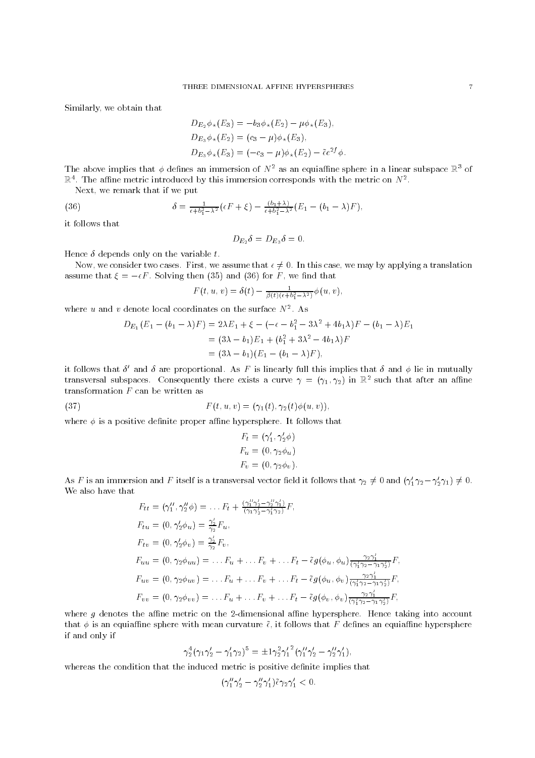Similarly, we obtain that

$$
\begin{aligned}
D_{E_2}\phi_\star(E_3) &= -b_3\phi_\star(E_2) - \mu\phi_\star(E_3),\\
D_{E_3}\phi_\star(E_2) &= (c_3-\mu)\phi_\star(E_3),\\
D_{E_3}\phi_\star(E_3) &= (-c_3-\mu)\phi_\star(E_2) - \tilde{\epsilon}e^{2f}\phi.
\end{aligned}
$$

The above implies that $\phi$ defines an immersion of $N^2$ as an equiaffine sphere in a linear subspace $\mathbb{R}^3$ of $\mathbb{R}^4$. The affine metric introduced by this immersion corresponds with the metric on $N^2$.

Next, we remark that if we put

$$
\delta = \tfrac{1}{\epsilon+b_1^2-\lambda^2}(\epsilon F+\xi) - \tfrac{(b_1+\lambda)}{\epsilon+b_1^2-\lambda^2}(E_1-(b_1-\lambda)F), \tag{36}
$$

it follows that

$$
D_{E_2}\delta = D_{E_3}\delta = 0.
$$

Hence $\delta$ depends only on the variable $t$.

Now, we consider two cases. First, we assume that $\epsilon \neq 0$. In this case, we may by applying a translation assume that $\xi = -\epsilon F$. Solving then (35) and (36) for $F$, we find that

$$
F(t,u,v) = \delta(t) - \tfrac{1}{\beta(t)(\epsilon+b_1^2-\lambda^2)}\phi(u,v),
$$

where $u$ and $v$ denote local coordinates on the surface $N^2$. As

$$
\begin{aligned}
D_{E_1}(E_1-(b_1-\lambda)F) &= 2\lambda E_1 + \xi - (-\epsilon - b_1^2 - 3\lambda^2 + 4b_1\lambda)F - (b_1-\lambda)E_1\\
&= (3\lambda - b_1)E_1 + (b_1^2 + 3\lambda^2 - 4b_1\lambda)F\\
&= (3\lambda - b_1)(E_1 - (b_1-\lambda)F),
\end{aligned}
$$

it follows that $\delta'$ and $\delta$ are proportional. As $F$ is linearly full this implies that $\delta$ and $\phi$ lie in mutually transversal subspaces. Consequently there exists a curve $\gamma = (\gamma_1, \gamma_2)$ in $\mathbb{R}^2$ such that after an affine transformation $F$ can be written as

$$
F(t,u,v) = (\gamma_1(t), \gamma_2(t)\phi(u,v)), \tag{37}
$$

where $\phi$ is a positive definite proper affine hypersphere. It follows that

$$
\begin{aligned}
F_t &= (\gamma_1', \gamma_2'\phi)\\
F_u &= (0, \gamma_2\phi_u)\\
F_v &= (0, \gamma_2\phi_v).
\end{aligned}
$$

As $F$ is an immersion and $F$ itself is a transversal vector field it follows that $\gamma_2 \neq 0$ and $(\gamma_1'\gamma_2 - \gamma_2'\gamma_1) \neq 0$. We also have that

$$
\begin{aligned}
F_{tt} &= (\gamma_1'', \gamma_2''\phi) = \dots F_t + \tfrac{(\gamma_1''\gamma_2' - \gamma_2''\gamma_1')}{(\gamma_1\gamma_2' - \gamma_1'\gamma_2)}F,\\
F_{tu} &= (0, \gamma_2'\phi_u) = \tfrac{\gamma_2'}{\gamma_2}F_u,\\
F_{tv} &= (0, \gamma_2'\phi_v) = \tfrac{\gamma_2'}{\gamma_2}F_v,\\
F_{uu} &= (0, \gamma_2\phi_{uu}) = \dots F_u + \dots F_v + \dots F_t - \tilde{\epsilon}g(\phi_u,\phi_u)\tfrac{\gamma_2\gamma_1'}{(\gamma_1'\gamma_2 - \gamma_1\gamma_2')}F,\\
F_{uv} &= (0, \gamma_2\phi_{uv}) = \dots F_u + \dots F_v + \dots F_t - \tilde{\epsilon}g(\phi_u,\phi_v)\tfrac{\gamma_2\gamma_1'}{(\gamma_1'\gamma_2 - \gamma_1\gamma_2')}F,\\
F_{vv} &= (0, \gamma_2\phi_{vv}) = \dots F_u + \dots F_v + \dots F_t - \tilde{\epsilon}g(\phi_v,\phi_v)\tfrac{\gamma_2\gamma_1'}{(\gamma_1'\gamma_2 - \gamma_1\gamma_2')}F,
\end{aligned}
$$

where $g$ denotes the affine metric on the 2-dimensional affine hypersphere. Hence taking into account that $\phi$ is an equiaffine sphere with mean curvature $\tilde{\epsilon}$, it follows that $F$ defines an equiaffine hypersphere if and only if

$$
\gamma_2^4(\gamma_1\gamma_2' - \gamma_1'\gamma_2)^5 = \pm 1\gamma_2^2{\gamma_1'}^2(\gamma_1''\gamma_2' - \gamma_2''\gamma_1'),
$$

whereas the condition that the induced metric is positive definite implies that

$$
(\gamma_1''\gamma_2' - \gamma_2''\gamma_1')\tilde{\epsilon}\gamma_2\gamma_1' < 0.
$$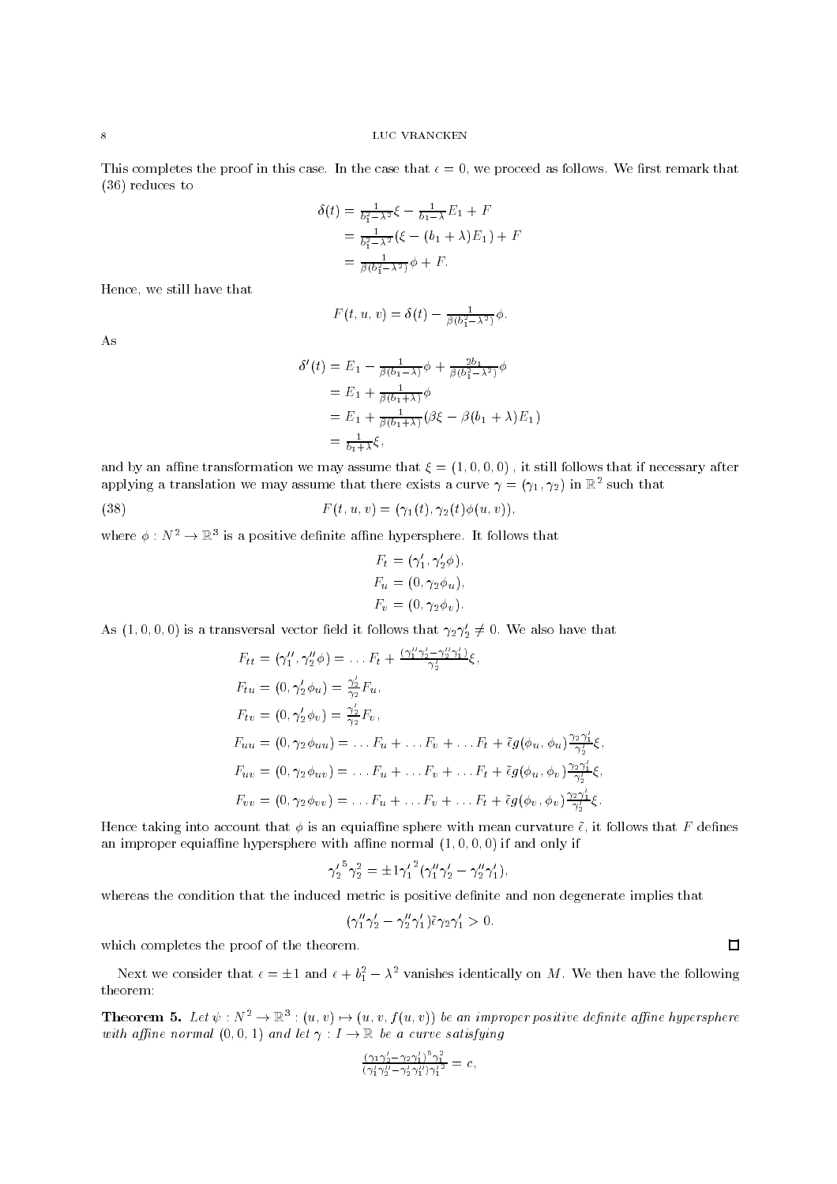This completes the proof in this case. In the case that $\epsilon = 0$, we proceed as follows. We first remark that (36) reduces to

$$
\begin{aligned}
\delta(t) &= \tfrac{1}{b_1^2-\lambda^2}\xi - \tfrac{1}{b_1-\lambda}E_1 + F \\
&= \tfrac{1}{b_1^2-\lambda^2}(\xi - (b_1+\lambda)E_1) + F \\
&= \tfrac{1}{\beta(b_1^2-\lambda^2)}\phi + F.
\end{aligned}
$$

Hence, we still have that

$$
F(t,u,v) = \delta(t) - \tfrac{1}{\beta(b_1^2-\lambda^2)}\phi.
$$

As

$$
\begin{aligned}
\delta'(t) &= E_1 - \tfrac{1}{\beta(b_1-\lambda)}\phi + \tfrac{2b_1}{\beta(b_1^2-\lambda^2)}\phi \\
&= E_1 + \tfrac{1}{\beta(b_1+\lambda)}\phi \\
&= E_1 + \tfrac{1}{\beta(b_1+\lambda)}(\beta\xi - \beta(b_1+\lambda)E_1) \\
&= \tfrac{1}{b_1+\lambda}\xi,
\end{aligned}
$$

and by an affine transformation we may assume that $\xi = (1,0,0,0)$ , it still follows that if necessary after applying a translation we may assume that there exists a curve $\gamma = (\gamma_1, \gamma_2)$ in $\mathbb{R}^2$ such that

$$
F(t,u,v) = (\gamma_1(t), \gamma_2(t)\phi(u,v)), \tag{38}
$$

where $\phi : N^2 \to \mathbb{R}^3$ is a positive definite affine hypersphere. It follows that

$$
\begin{aligned}
F_t &= (\gamma_1', \gamma_2'\phi), \\
F_u &= (0, \gamma_2\phi_u), \\
F_v &= (0, \gamma_2\phi_v).
\end{aligned}
$$

As $(1,0,0,0)$ is a transversal vector field it follows that $\gamma_2\gamma_2' \neq 0$. We also have that

$$
\begin{aligned}
F_{tt} &= (\gamma_1'', \gamma_2''\phi) = \ldots F_t + \tfrac{(\gamma_1''\gamma_2' - \gamma_2''\gamma_1')}{\gamma_2'}\xi, \\
F_{tu} &= (0, \gamma_2'\phi_u) = \tfrac{\gamma_2'}{\gamma_2}F_u, \\
F_{tv} &= (0, \gamma_2'\phi_v) = \tfrac{\gamma_2'}{\gamma_2}F_v, \\
F_{uu} &= (0, \gamma_2\phi_{uu}) = \ldots F_u + \ldots F_v + \ldots F_t + \tilde{\epsilon}g(\phi_u, \phi_u)\tfrac{\gamma_2\gamma_1'}{\gamma_2'}\xi, \\
F_{uv} &= (0, \gamma_2\phi_{uv}) = \ldots F_u + \ldots F_v + \ldots F_t + \tilde{\epsilon}g(\phi_u, \phi_v)\tfrac{\gamma_2\gamma_1'}{\gamma_2'}\xi, \\
F_{vv} &= (0, \gamma_2\phi_{vv}) = \ldots F_u + \ldots F_v + \ldots F_t + \tilde{\epsilon}g(\phi_v, \phi_v)\tfrac{\gamma_2\gamma_1'}{\gamma_2'}\xi.
\end{aligned}
$$

Hence taking into account that $\phi$ is an equiaffine sphere with mean curvature $\tilde{\epsilon}$, it follows that $F$ defines an improper equiaffine hypersphere with affine normal $(1,0,0,0)$ if and only if

$$
{\gamma_2'}^5\gamma_2^2 = \pm 1{\gamma_1'}^2(\gamma_1''\gamma_2' - \gamma_2''\gamma_1'),
$$

whereas the condition that the induced metric is positive definite and non degenerate implies that

$$
(\gamma_1''\gamma_2' - \gamma_2''\gamma_1')\tilde{\epsilon}\gamma_2\gamma_1' > 0.
$$

which completes the proof of the theorem. $\square$

Next we consider that $\epsilon = \pm 1$ and $\epsilon + b_1^2 - \lambda^2$ vanishes identically on $M$. We then have the following theorem:

**Theorem 5.** *Let $\psi : N^2 \to \mathbb{R}^3 : (u,v) \mapsto (u, v, f(u,v))$ be an improper positive definite affine hypersphere with affine normal $(0,0,1)$ and let $\gamma : I \to \mathbb{R}$ be a curve satisfying*

$$
\tfrac{(\gamma_1\gamma_2' - \gamma_2\gamma_1')^5\gamma_1^2}{(\gamma_1'\gamma_2'' - \gamma_2'\gamma_1'')\gamma_1'^2} = c,
$$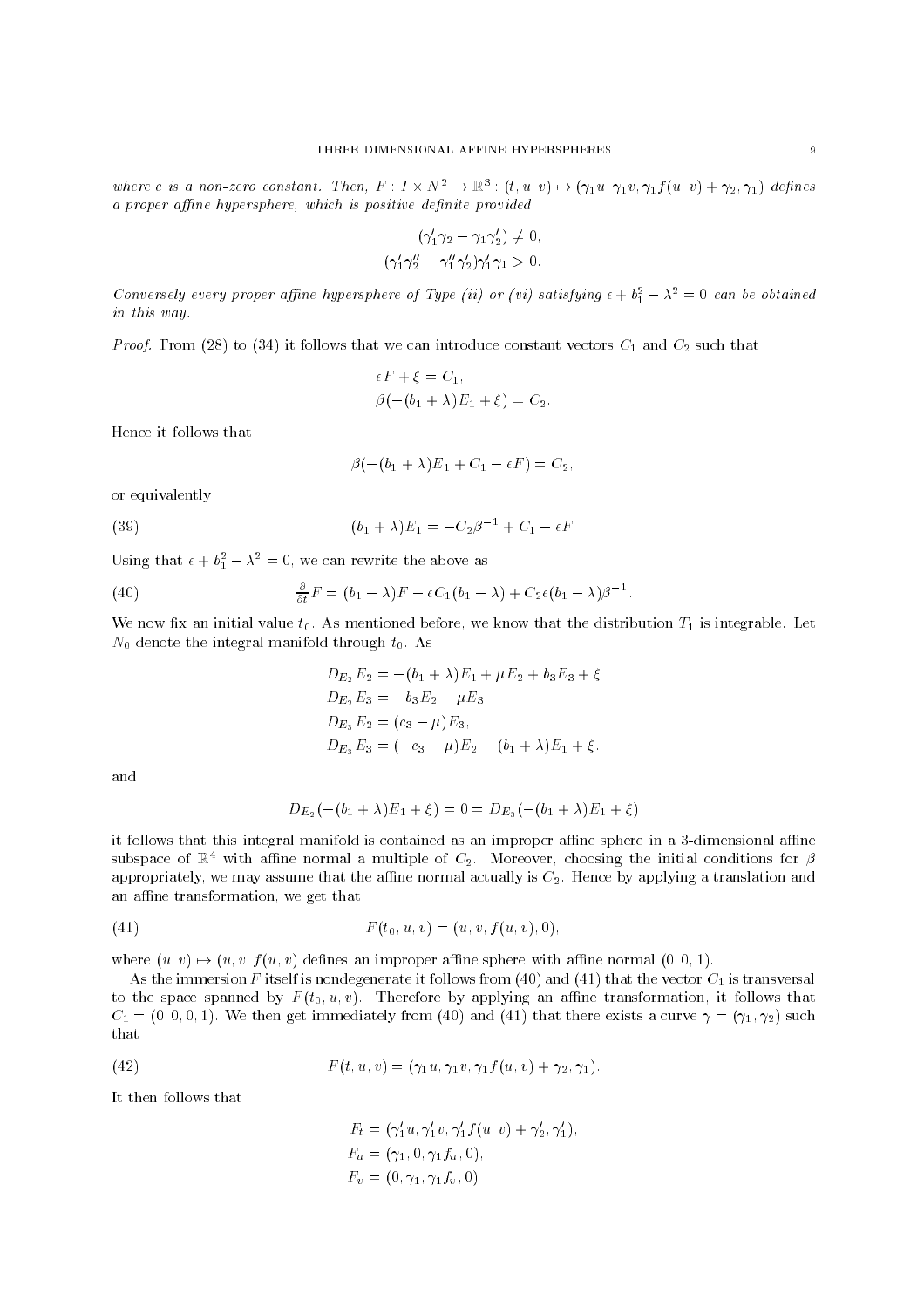*where $c$ is a non-zero constant. Then, $F : I \times N^2 \to \mathbb{R}^3 : (t, u, v) \mapsto (\gamma_1 u, \gamma_1 v, \gamma_1 f(u, v) + \gamma_2, \gamma_1)$ defines a proper affine hypersphere, which is positive definite provided*

$$(\gamma_1' \gamma_2 - \gamma_1 \gamma_2') \neq 0,$$
$$(\gamma_1' \gamma_2'' - \gamma_1'' \gamma_2') \gamma_1' \gamma_1 > 0.$$

*Conversely every proper affine hypersphere of Type (ii) or (vi) satisfying $\epsilon + b_1^2 - \lambda^2 = 0$ can be obtained in this way.*

*Proof.* From (28) to (34) it follows that we can introduce constant vectors $C_1$ and $C_2$ such that

$$\epsilon F + \xi = C_1,$$
$$\beta(-(b_1 + \lambda) E_1 + \xi) = C_2.$$

Hence it follows that

$$\beta(-(b_1 + \lambda) E_1 + C_1 - \epsilon F) = C_2,$$

or equivalently

$$(b_1 + \lambda) E_1 = -C_2 \beta^{-1} + C_1 - \epsilon F. \tag{39}$$

Using that $\epsilon + b_1^2 - \lambda^2 = 0$, we can rewrite the above as

$$\tfrac{\partial}{\partial t} F = (b_1 - \lambda) F - \epsilon C_1 (b_1 - \lambda) + C_2 \epsilon (b_1 - \lambda) \beta^{-1}. \tag{40}$$

We now fix an initial value $t_0$. As mentioned before, we know that the distribution $T_1$ is integrable. Let $N_0$ denote the integral manifold through $t_0$. As

$$D_{E_2} E_2 = -(b_1 + \lambda) E_1 + \mu E_2 + b_3 E_3 + \xi$$
$$D_{E_2} E_3 = -b_3 E_2 - \mu E_3,$$
$$D_{E_3} E_2 = (c_3 - \mu) E_3,$$
$$D_{E_3} E_3 = (-c_3 - \mu) E_2 - (b_1 + \lambda) E_1 + \xi.$$

and

$$D_{E_2}(-(b_1 + \lambda) E_1 + \xi) = 0 = D_{E_3}(-(b_1 + \lambda) E_1 + \xi)$$

it follows that this integral manifold is contained as an improper affine sphere in a 3-dimensional affine subspace of $\mathbb{R}^4$ with affine normal a multiple of $C_2$. Moreover, choosing the initial conditions for $\beta$ appropriately, we may assume that the affine normal actually is $C_2$. Hence by applying a translation and an affine transformation, we get that

$$F(t_0, u, v) = (u, v, f(u, v), 0), \tag{41}$$

where $(u, v) \mapsto (u, v, f(u, v))$ defines an improper affine sphere with affine normal $(0, 0, 1)$.

As the immersion $F$ itself is nondegenerate it follows from (40) and (41) that the vector $C_1$ is transversal to the space spanned by $F(t_0, u, v)$. Therefore by applying an affine transformation, it follows that $C_1 = (0, 0, 0, 1)$. We then get immediately from (40) and (41) that there exists a curve $\gamma = (\gamma_1, \gamma_2)$ such that

$$F(t, u, v) = (\gamma_1 u, \gamma_1 v, \gamma_1 f(u, v) + \gamma_2, \gamma_1). \tag{42}$$

It then follows that

$$F_t = (\gamma_1' u, \gamma_1' v, \gamma_1' f(u, v) + \gamma_2', \gamma_1'),$$
$$F_u = (\gamma_1, 0, \gamma_1 f_u, 0),$$
$$F_v = (0, \gamma_1, \gamma_1 f_v, 0)$$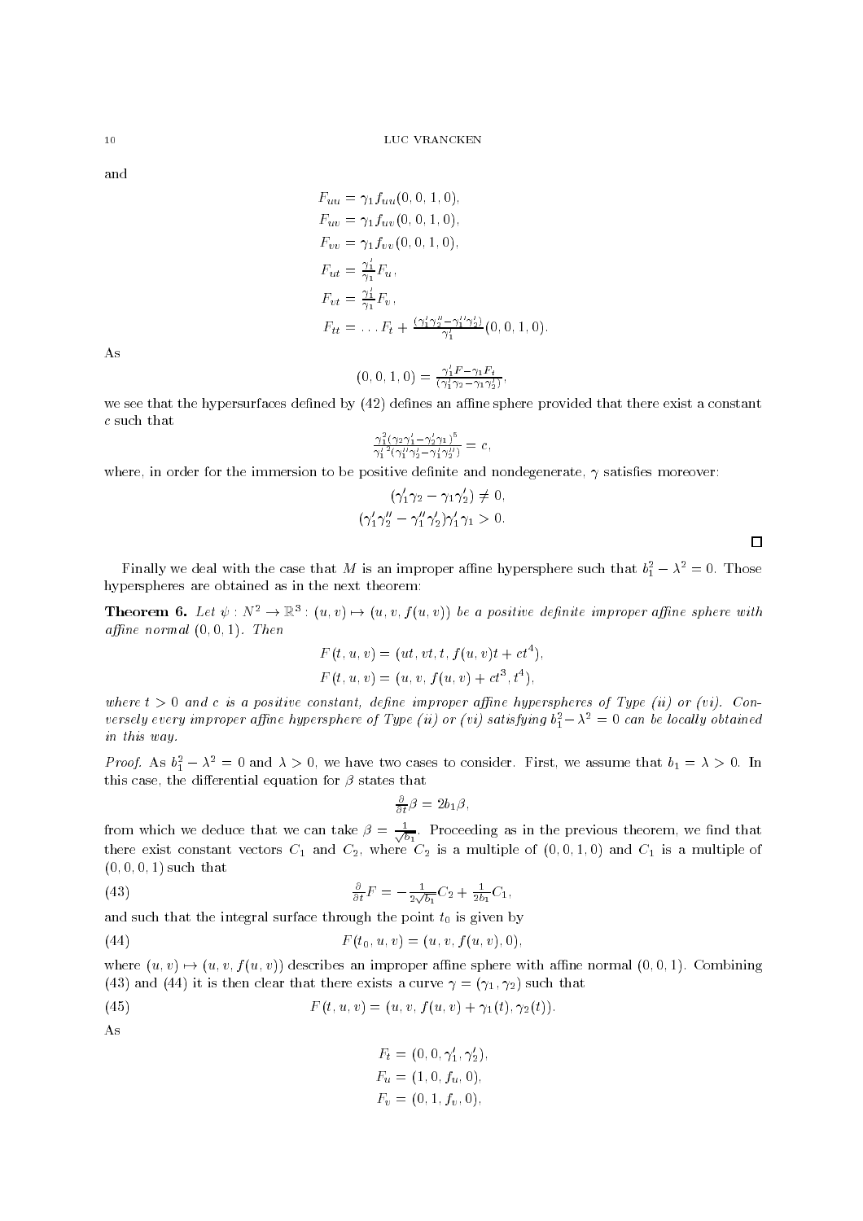and

$$
\begin{aligned}
F_{uu} &= \gamma_1 f_{uu}(0,0,1,0),\\
F_{uv} &= \gamma_1 f_{uv}(0,0,1,0),\\
F_{vv} &= \gamma_1 f_{vv}(0,0,1,0),\\
F_{ut} &= \tfrac{\gamma_1'}{\gamma_1} F_u,\\
F_{vt} &= \tfrac{\gamma_1'}{\gamma_1} F_v,\\
F_{tt} &= \dots F_t + \tfrac{(\gamma_1'\gamma_2'' - \gamma_1''\gamma_2')}{\gamma_1'}(0,0,1,0).
\end{aligned}
$$

As

$$
(0,0,1,0) = \tfrac{\gamma_1' F - \gamma_1 F_t}{(\gamma_1'\gamma_2 - \gamma_1\gamma_2')},
$$

we see that the hypersurfaces defined by (42) defines an affine sphere provided that there exist a constant $c$ such that

$$
\tfrac{\gamma_1^2(\gamma_2\gamma_1' - \gamma_2'\gamma_1)^5}{\gamma_1'^2(\gamma_1''\gamma_2' - \gamma_1'\gamma_2'')} = c,
$$

where, in order for the immersion to be positive definite and nondegenerate, $\gamma$ satisfies moreover:

$$
\begin{aligned}
(\gamma_1'\gamma_2 - \gamma_1\gamma_2') &\neq 0,\\
(\gamma_1'\gamma_2'' - \gamma_1''\gamma_2')\gamma_1'\gamma_1 &> 0.
\end{aligned}
$$

□

Finally we deal with the case that $M$ is an improper affine hypersphere such that $b_1^2 - \lambda^2 = 0$. Those hyperspheres are obtained as in the next theorem:

**Theorem 6.** *Let $\psi : N^2 \to \mathbb{R}^3 : (u,v) \mapsto (u, v, f(u,v))$ be a positive definite improper affine sphere with affine normal $(0,0,1)$. Then*

$$
\begin{aligned}
F(t,u,v) &= (ut, vt, t, f(u,v)t + ct^4),\\
F(t,u,v) &= (u, v, f(u,v) + ct^3, t^4),
\end{aligned}
$$

*where $t > 0$ and $c$ is a positive constant, define improper affine hyperspheres of Type (ii) or (vi). Conversely every improper affine hypersphere of Type (ii) or (vi) satisfying $b_1^2 - \lambda^2 = 0$ can be locally obtained in this way.*

*Proof.* As $b_1^2 - \lambda^2 = 0$ and $\lambda > 0$, we have two cases to consider. First, we assume that $b_1 = \lambda > 0$. In this case, the differential equation for $\beta$ states that

$$
\tfrac{\partial}{\partial t}\beta = 2b_1\beta,
$$

from which we deduce that we can take $\beta = \frac{1}{\sqrt{b_1}}$. Proceeding as in the previous theorem, we find that there exist constant vectors $C_1$ and $C_2$, where $C_2$ is a multiple of $(0,0,1,0)$ and $C_1$ is a multiple of $(0,0,0,1)$ such that

$$
\tfrac{\partial}{\partial t}F = -\tfrac{1}{2\sqrt{b_1}}C_2 + \tfrac{1}{2b_1}C_1, \tag{43}
$$

and such that the integral surface through the point $t_0$ is given by

$$
F(t_0, u, v) = (u, v, f(u,v), 0), \tag{44}
$$

where $(u,v) \mapsto (u, v, f(u,v))$ describes an improper affine sphere with affine normal $(0,0,1)$. Combining (43) and (44) it is then clear that there exists a curve $\gamma = (\gamma_1, \gamma_2)$ such that

$$
F(t,u,v) = (u, v, f(u,v) + \gamma_1(t), \gamma_2(t)). \tag{45}
$$

As

$$
\begin{aligned}
F_t &= (0,0,\gamma_1', \gamma_2'),\\
F_u &= (1,0,f_u,0),\\
F_v &= (0,1,f_v,0),
\end{aligned}
$$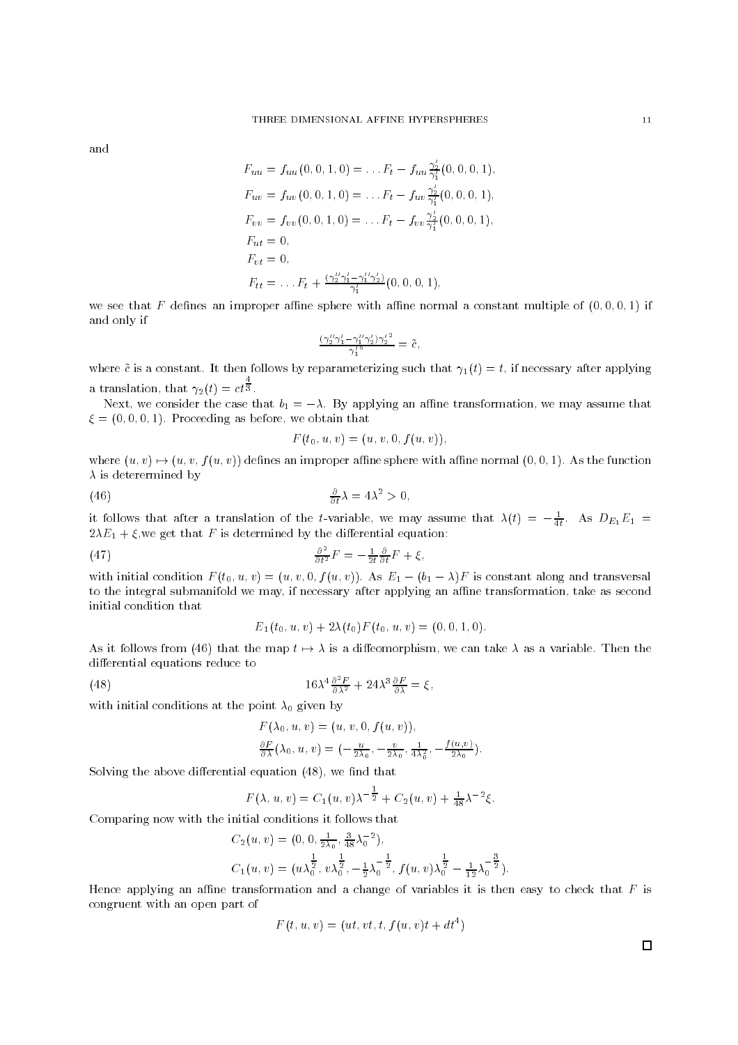and

$$
\begin{aligned}
F_{uu} &= f_{uu}(0,0,1,0) = \dots F_t - f_{uu}\tfrac{\gamma_2'}{\gamma_1'}(0,0,0,1),\\
F_{uv} &= f_{uv}(0,0,1,0) = \dots F_t - f_{uv}\tfrac{\gamma_2'}{\gamma_1'}(0,0,0,1),\\
F_{vv} &= f_{vv}(0,0,1,0) = \dots F_t - f_{vv}\tfrac{\gamma_2'}{\gamma_1'}(0,0,0,1),\\
F_{ut} &= 0,\\
F_{vt} &= 0,\\
F_{tt} &= \dots F_t + \tfrac{(\gamma_2''\gamma_1' - \gamma_1''\gamma_2')}{\gamma_1'}(0,0,0,1),
\end{aligned}
$$

we see that $F$ defines an improper affine sphere with affine normal a constant multiple of $(0,0,0,1)$ if and only if

$$
\tfrac{(\gamma_2''\gamma_1' - \gamma_1''\gamma_2')\gamma_2'^2}{\gamma_1'^5} = \tilde{c},
$$

where $\tilde{c}$ is a constant. It then follows by reparameterizing such that $\gamma_1(t) = t$, if necessary after applying a translation, that $\gamma_2(t) = ct^{\frac{4}{3}}$.

Next, we consider the case that $b_1 = -\lambda$. By applying an affine transformation, we may assume that $\xi = (0,0,0,1)$. Proceeding as before, we obtain that

$$
F(t_0, u, v) = (u, v, 0, f(u,v)),
$$

where $(u,v) \mapsto (u, v, f(u,v))$ defines an improper affine sphere with affine normal $(0,0,1)$. As the function $\lambda$ is deterermined by

$$
\tfrac{\partial}{\partial t}\lambda = 4\lambda^2 > 0, \tag{46}
$$

it follows that after a translation of the $t$-variable, we may assume that $\lambda(t) = -\frac{1}{4t}$. As $D_{E_1}E_1 = 2\lambda E_1 + \xi$,we get that $F$ is determined by the differential equation:

$$
\tfrac{\partial^2}{\partial t^2}F = -\tfrac{1}{2t}\tfrac{\partial}{\partial t}F + \xi, \tag{47}
$$

with initial condition $F(t_0, u, v) = (u, v, 0, f(u,v))$. As $E_1 - (b_1 - \lambda)F$ is constant along and transversal to the integral submanifold we may, if necessary after applying an affine transformation, take as second initial condition that

$$
E_1(t_0, u, v) + 2\lambda(t_0)F(t_0, u, v) = (0,0,1,0).
$$

As it follows from (46) that the map $t \mapsto \lambda$ is a diffeomorphism, we can take $\lambda$ as a variable. Then the differential equations reduce to

$$
16\lambda^4 \tfrac{\partial^2 F}{\partial \lambda^2} + 24\lambda^3 \tfrac{\partial F}{\partial \lambda} = \xi, \tag{48}
$$

with initial conditions at the point $\lambda_0$ given by

$$
\begin{aligned}
&F(\lambda_0, u, v) = (u, v, 0, f(u,v)),\\
&\tfrac{\partial F}{\partial \lambda}(\lambda_0, u, v) = (-\tfrac{u}{2\lambda_0}, -\tfrac{v}{2\lambda_0}, \tfrac{1}{4\lambda_0^2}, -\tfrac{f(u,v)}{2\lambda_0}).
\end{aligned}
$$

Solving the above differential equation (48), we find that

$$
F(\lambda, u, v) = C_1(u,v)\lambda^{-\frac{1}{2}} + C_2(u,v) + \tfrac{1}{48}\lambda^{-2}\xi.
$$

Comparing now with the initial conditions it follows that

$$
\begin{aligned}
C_2(u,v) &= (0, 0, \tfrac{1}{2\lambda_0}, \tfrac{3}{48}\lambda_0^{-2}),\\
C_1(u,v) &= (u\lambda_0^{\frac{1}{2}}, v\lambda_0^{\frac{1}{2}}, -\tfrac{1}{2}\lambda_0^{-\frac{1}{2}}, f(u,v)\lambda_0^{\frac{1}{2}} - \tfrac{1}{12}\lambda_0^{-\frac{3}{2}}).
\end{aligned}
$$

Hence applying an affine transformation and a change of variables it is then easy to check that $F$ is congruent with an open part of

$$
F(t, u, v) = (ut, vt, t, f(u,v)t + dt^4)
$$

□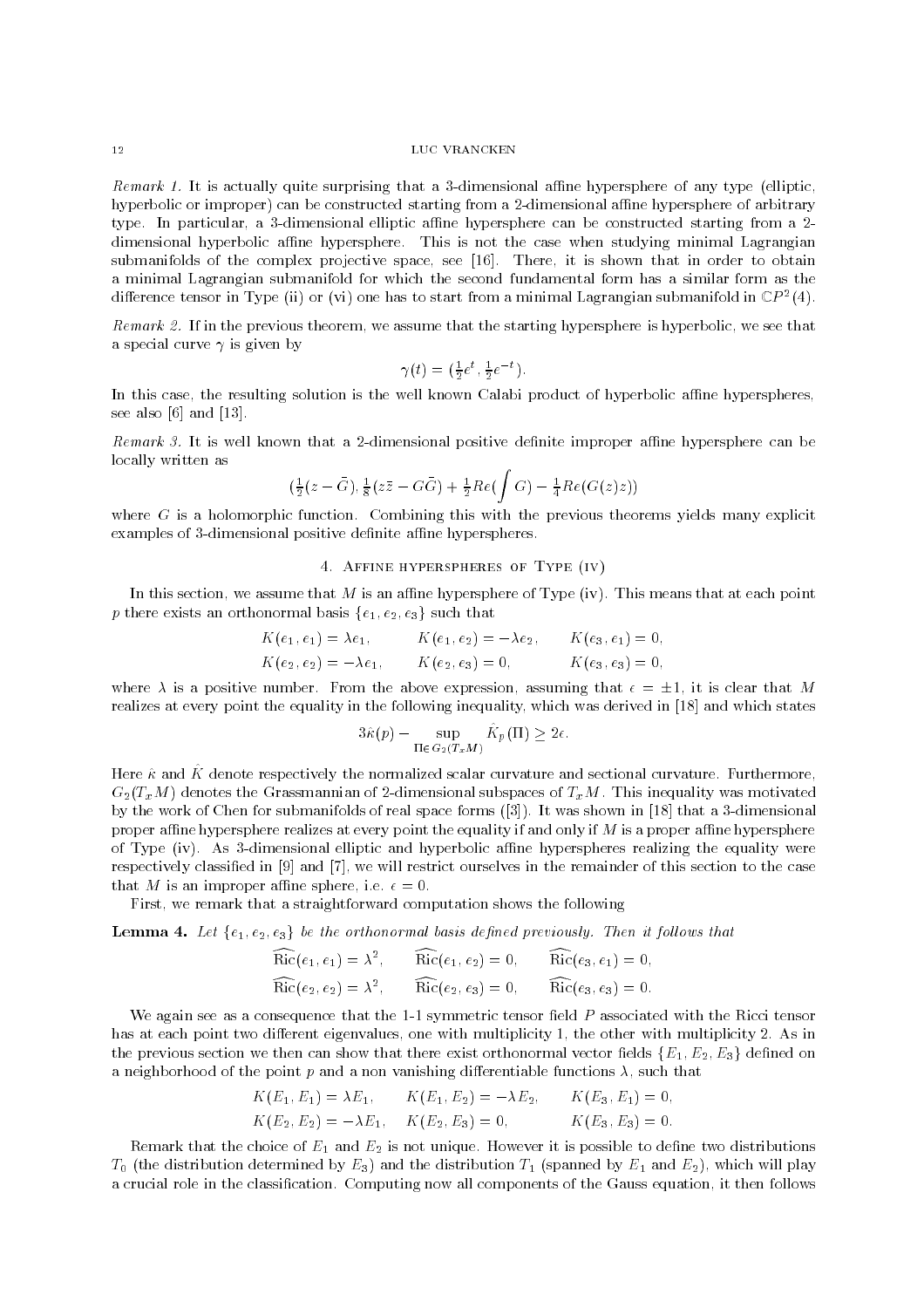*Remark 1.* It is actually quite surprising that a 3-dimensional affine hypersphere of any type (elliptic, hyperbolic or improper) can be constructed starting from a 2-dimensional affine hypersphere of arbitrary type. In particular, a 3-dimensional elliptic affine hypersphere can be constructed starting from a 2-dimensional hyperbolic affine hypersphere. This is not the case when studying minimal Lagrangian submanifolds of the complex projective space, see [16]. There, it is shown that in order to obtain a minimal Lagrangian submanifold for which the second fundamental form has a similar form as the difference tensor in Type (ii) or (vi) one has to start from a minimal Lagrangian submanifold in $\mathbb{C}P^2(4)$.

*Remark 2.* If in the previous theorem, we assume that the starting hypersphere is hyperbolic, we see that a special curve $\gamma$ is given by

$$\gamma(t) = (\tfrac{1}{2}e^t, \tfrac{1}{2}e^{-t}).$$

In this case, the resulting solution is the well known Calabi product of hyperbolic affine hyperspheres, see also [6] and [13].

*Remark 3.* It is well known that a 2-dimensional positive definite improper affine hypersphere can be locally written as

$$(\tfrac{1}{2}(z - \bar{G}), \tfrac{1}{8}(z\bar{z} - G\bar{G}) + \tfrac{1}{2}Re(\int G) - \tfrac{1}{4}Re(G(z)z))$$

where $G$ is a holomorphic function. Combining this with the previous theorems yields many explicit examples of 3-dimensional positive definite affine hyperspheres.

## 4. Affine hyperspheres of Type (iv)

In this section, we assume that $M$ is an affine hypersphere of Type (iv). This means that at each point $p$ there exists an orthonormal basis $\{e_1, e_2, e_3\}$ such that

$$\begin{aligned}
K(e_1, e_1) &= \lambda e_1, & K(e_1, e_2) &= -\lambda e_2, & K(e_3, e_1) &= 0,\\
K(e_2, e_2) &= -\lambda e_1, & K(e_2, e_3) &= 0, & K(e_3, e_3) &= 0,
\end{aligned}$$

where $\lambda$ is a positive number. From the above expression, assuming that $\epsilon = \pm 1$, it is clear that $M$ realizes at every point the equality in the following inequality, which was derived in [18] and which states

$$3\hat{\kappa}(p) - \sup_{\Pi \in G_2(T_xM)} \hat{K}_p(\Pi) \geq 2\epsilon.$$

Here $\hat{\kappa}$ and $\hat{K}$ denote respectively the normalized scalar curvature and sectional curvature. Furthermore, $G_2(T_xM)$ denotes the Grassmannian of 2-dimensional subspaces of $T_xM$. This inequality was motivated by the work of Chen for submanifolds of real space forms ([3]). It was shown in [18] that a 3-dimensional proper affine hypersphere realizes at every point the equality if and only if $M$ is a proper affine hypersphere of Type (iv). As 3-dimensional elliptic and hyperbolic affine hyperspheres realizing the equality were respectively classified in [9] and [7], we will restrict ourselves in the remainder of this section to the case that $M$ is an improper affine sphere, i.e. $\epsilon = 0$.

First, we remark that a straightforward computation shows the following

**Lemma 4.** *Let $\{e_1, e_2, e_3\}$ be the orthonormal basis defined previously. Then it follows that*

$$\begin{aligned}
\widehat{\mathrm{Ric}}(e_1, e_1) &= \lambda^2, & \widehat{\mathrm{Ric}}(e_1, e_2) &= 0, & \widehat{\mathrm{Ric}}(e_3, e_1) &= 0,\\
\widehat{\mathrm{Ric}}(e_2, e_2) &= \lambda^2, & \widehat{\mathrm{Ric}}(e_2, e_3) &= 0, & \widehat{\mathrm{Ric}}(e_3, e_3) &= 0.
\end{aligned}$$

We again see as a consequence that the 1-1 symmetric tensor field $P$ associated with the Ricci tensor has at each point two different eigenvalues, one with multiplicity 1, the other with multiplicity 2. As in the previous section we then can show that there exist orthonormal vector fields $\{E_1, E_2, E_3\}$ defined on a neighborhood of the point $p$ and a non vanishing differentiable functions $\lambda$, such that

$$\begin{aligned}
K(E_1, E_1) &= \lambda E_1, & K(E_1, E_2) &= -\lambda E_2, & K(E_3, E_1) &= 0,\\
K(E_2, E_2) &= -\lambda E_1, & K(E_2, E_3) &= 0, & K(E_3, E_3) &= 0.
\end{aligned}$$

Remark that the choice of $E_1$ and $E_2$ is not unique. However it is possible to define two distributions $T_0$ (the distribution determined by $E_3$) and the distribution $T_1$ (spanned by $E_1$ and $E_2$), which will play a crucial role in the classification. Computing now all components of the Gauss equation, it then follows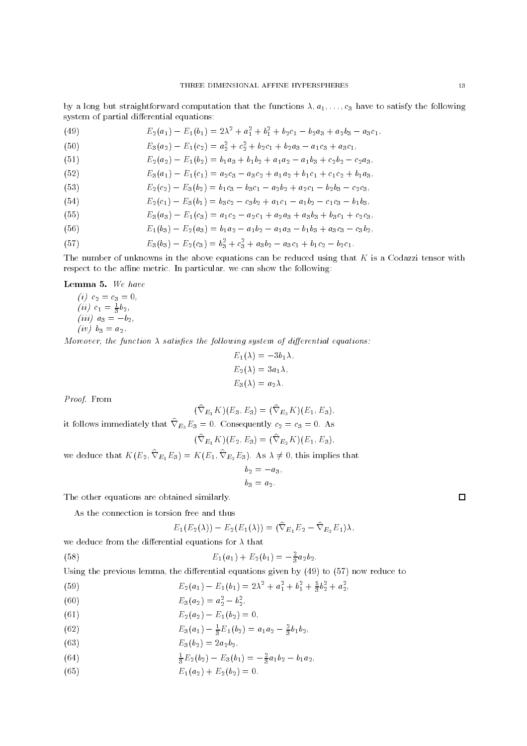by a long but straightforward computation that the functions $\lambda, a_1, \ldots, c_3$ have to satisfy the following system of partial differential equations:

$$E_2(a_1) - E_1(b_1) = 2\lambda^2 + a_1^2 + b_1^2 + b_2c_1 - b_2a_3 + a_2b_3 - a_3c_1, \tag{49}$$

$$E_3(a_2) - E_1(c_2) = a_2^2 + c_2^2 + b_2c_1 + b_2a_3 - a_1c_3 + a_3c_1, \tag{50}$$

$$E_2(a_2) - E_1(b_2) = b_1a_3 + b_1b_2 + a_1a_2 - a_1b_3 + c_2b_2 - c_2a_3, \tag{51}$$

$$E_3(a_1) - E_1(c_1) = a_2c_3 - a_3c_2 + a_1a_2 + b_1c_1 + c_1c_2 + b_1a_3, \tag{52}$$

$$E_2(c_2) - E_3(b_2) = b_1c_3 - b_3c_1 - a_2b_2 + a_2c_1 - b_2b_3 - c_2c_3, \tag{53}$$

$$E_2(c_1) - E_3(b_1) = b_3c_2 - c_3b_2 + a_1c_1 - a_1b_2 - c_1c_3 - b_1b_3, \tag{54}$$

$$E_3(a_3) - E_1(c_3) = a_1c_2 - a_2c_1 + a_2a_3 + a_3b_3 + b_3c_1 + c_2c_3, \tag{55}$$

$$E_1(b_3) - E_2(a_3) = b_1a_2 - a_1b_2 - a_1a_3 - b_1b_3 + a_3c_3 - c_3b_2, \tag{56}$$

$$E_3(b_3) - E_2(c_3) = b_3^2 + c_3^2 + a_3b_2 - a_3c_1 + b_1c_2 - b_2c_1. \tag{57}$$

The number of unknowns in the above equations can be reduced using that $K$ is a Codazzi tensor with respect to the affine metric. In particular, we can show the following:

**Lemma 5.** *We have*

*(i)* $c_2 = c_3 = 0$,
*(ii)* $c_1 = \frac{1}{3}b_2$,
*(iii)* $a_3 = -b_2$,
*(iv)* $b_3 = a_2$.

*Moreover, the function $\lambda$ satisfies the following system of differential equations:*

$$E_1(\lambda) = -3b_1\lambda,$$
$$E_2(\lambda) = 3a_1\lambda,$$
$$E_3(\lambda) = a_2\lambda.$$

*Proof.* From

$$(\hat{\nabla}_{E_1}K)(E_3, E_3) = (\hat{\nabla}_{E_3}K)(E_1, E_3),$$

it follows immediately that $\hat{\nabla}_{E_3}E_3 = 0$. Consequently $c_2 = c_3 = 0$. As

$$(\hat{\nabla}_{E_1}K)(E_2, E_3) = (\hat{\nabla}_{E_2}K)(E_1, E_3),$$

we deduce that $K(E_2, \hat{\nabla}_{E_1}E_3) = K(E_1, \hat{\nabla}_{E_2}E_3)$. As $\lambda \neq 0$, this implies that

$$b_2 = -a_3,$$
$$b_3 = a_2.$$

The other equations are obtained similarly. $\square$

As the connection is torsion free and thus

$$E_1(E_2(\lambda)) - E_2(E_1(\lambda)) = (\hat{\nabla}_{E_1}E_2 - \hat{\nabla}_{E_2}E_1)\lambda,$$

we deduce from the differential equations for $\lambda$ that

$$E_1(a_1) + E_2(b_1) = -\tfrac{2}{3}a_2b_2. \tag{58}$$

Using the previous lemma, the differential equations given by (49) to (57) now reduce to

$$E_2(a_1) - E_1(b_1) = 2\lambda^2 + a_1^2 + b_1^2 + \tfrac{5}{3}b_2^2 + a_2^2, \tag{59}$$

$$E_3(a_2) = a_2^2 - b_2^2, \tag{60}$$

$$E_2(a_2) - E_1(b_2) = 0, \tag{61}$$

$$E_3(a_1) - \tfrac{1}{3}E_1(b_2) = a_1a_2 - \tfrac{2}{3}b_1b_2, \tag{62}$$

$$E_3(b_2) = 2a_2b_2, \tag{63}$$

$$\tfrac{1}{3}E_2(b_2) - E_3(b_1) = -\tfrac{2}{3}a_1b_2 - b_1a_2, \tag{64}$$

$$E_1(a_2) + E_2(b_2) = 0. \tag{65}$$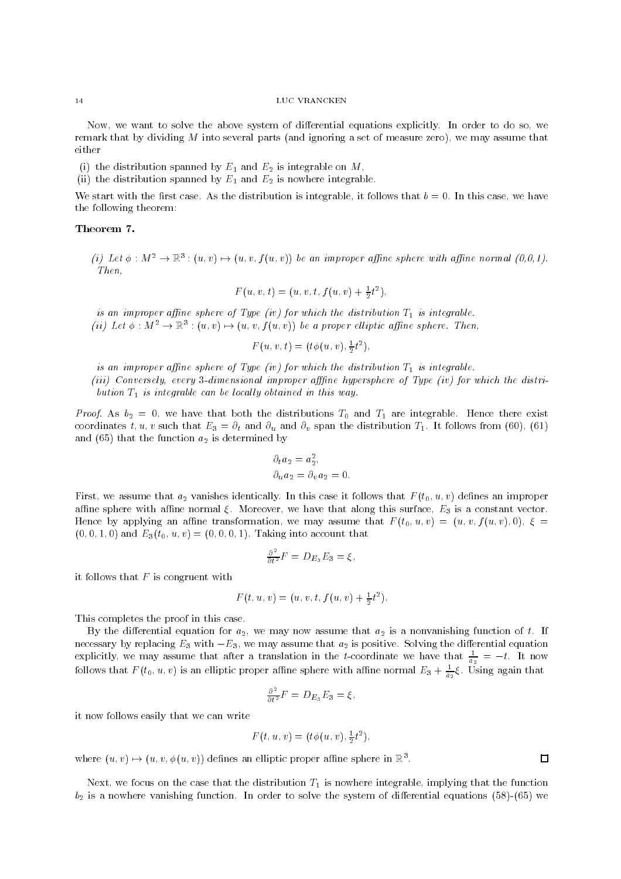Now, we want to solve the above system of differential equations explicitly. In order to do so, we remark that by dividing $M$ into several parts (and ignoring a set of measure zero), we may assume that either

(i) the distribution spanned by $E_1$ and $E_2$ is integrable on $M$,
(ii) the distribution spanned by $E_1$ and $E_2$ is nowhere integrable.

We start with the first case. As the distribution is integrable, it follows that $b = 0$. In this case, we have the following theorem:

**Theorem 7.**

*(i) Let $\phi : M^2 \to \mathbb{R}^3 : (u, v) \mapsto (u, v, f(u, v))$ be an improper affine sphere with affine normal (0,0,1). Then,*

$$F(u, v, t) = (u, v, t, f(u, v) + \tfrac{1}{2}t^2),$$

*is an improper affine sphere of Type (iv) for which the distribution $T_1$ is integrable.*
*(ii) Let $\phi : M^2 \to \mathbb{R}^3 : (u, v) \mapsto (u, v, f(u, v))$ be a proper elliptic affine sphere. Then,*

$$F(u, v, t) = (t\phi(u, v), \tfrac{1}{2}t^2),$$

*is an improper affine sphere of Type (iv) for which the distribution $T_1$ is integrable.*
*(iii) Conversely, every 3-dimensional improper afffine hypersphere of Type (iv) for which the distribution $T_1$ is integrable can be locally obtained in this way.*

*Proof.* As $b_2 = 0$, we have that both the distributions $T_0$ and $T_1$ are integrable. Hence there exist coordinates $t, u, v$ such that $E_3 = \partial_t$ and $\partial_u$ and $\partial_v$ span the distribution $T_1$. It follows from (60), (61) and (65) that the function $a_2$ is determined by

$$\partial_t a_2 = a_2^2,$$
$$\partial_u a_2 = \partial_v a_2 = 0.$$

First, we assume that $a_2$ vanishes identically. In this case it follows that $F(t_0, u, v)$ defines an improper affine sphere with affine normal $\xi$. Moreover, we have that along this surface, $E_3$ is a constant vector. Hence by applying an affine transformation, we may assume that $F(t_0, u, v) = (u, v, f(u, v), 0)$, $\xi = (0, 0, 1, 0)$ and $E_3(t_0, u, v) = (0, 0, 0, 1)$. Taking into account that

$$\tfrac{\partial^2}{\partial t^2}F = D_{E_3}E_3 = \xi,$$

it follows that $F$ is congruent with

$$F(t, u, v) = (u, v, t, f(u, v) + \tfrac{1}{2}t^2).$$

This completes the proof in this case.

By the differential equation for $a_2$, we may now assume that $a_2$ is a nonvanishing function of $t$. If necessary by replacing $E_3$ with $-E_3$, we may assume that $a_2$ is positive. Solving the differential equation explicitly, we may assume that after a translation in the $t$-coordinate we have that $\frac{1}{a_2} = -t$. It now follows that $F(t_0, u, v)$ is an elliptic proper affine sphere with affine normal $E_3 + \frac{1}{a_2}\xi$. Using again that

$$\tfrac{\partial^2}{\partial t^2}F = D_{E_3}E_3 = \xi,$$

it now follows easily that we can write

$$F(t, u, v) = (t\phi(u, v), \tfrac{1}{2}t^2),$$

where $(u, v) \mapsto (u, v, \phi(u, v))$ defines an elliptic proper affine sphere in $\mathbb{R}^3$. ∎

Next, we focus on the case that the distribution $T_1$ is nowhere integrable, implying that the function $b_2$ is a nowhere vanishing function. In order to solve the system of differential equations (58)-(65) we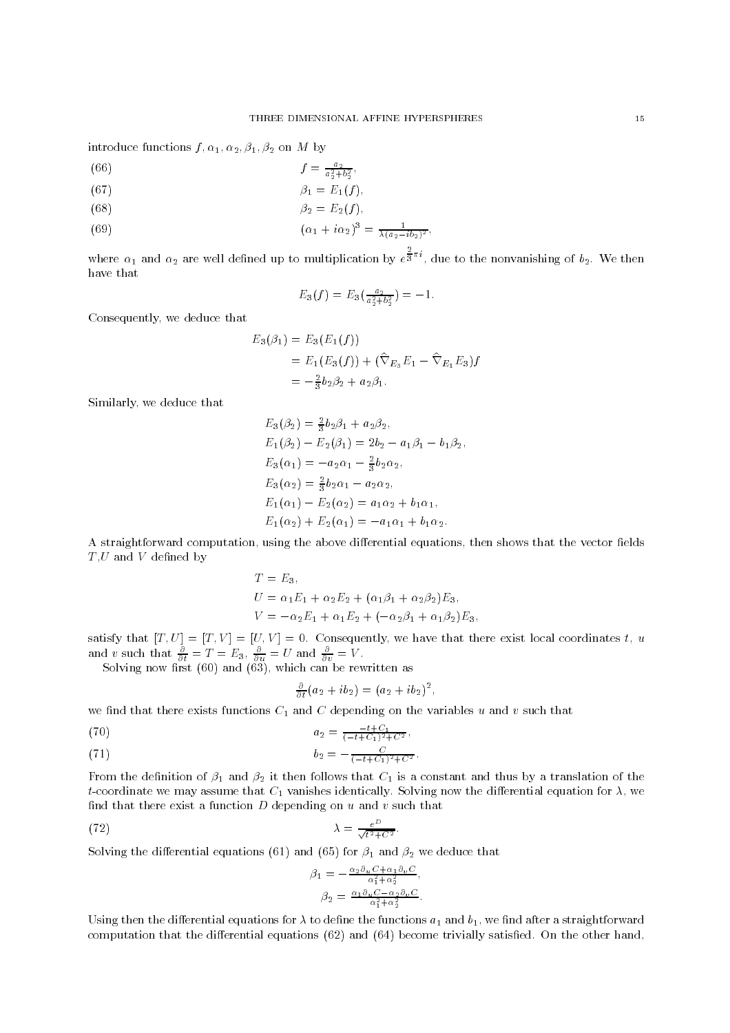introduce functions $f, \alpha_1, \alpha_2, \beta_1, \beta_2$ on $M$ by

$$f = \frac{a_2}{a_2^2+b_2^2}, \tag{66}$$

$$\beta_1 = E_1(f), \tag{67}$$

$$\beta_2 = E_2(f), \tag{68}$$

$$(\alpha_1 + i\alpha_2)^3 = \frac{1}{\lambda(a_2-ib_2)^2}, \tag{69}$$

where $\alpha_1$ and $\alpha_2$ are well defined up to multiplication by $e^{\frac{2}{3}\pi i}$, due to the nonvanishing of $b_2$. We then have that

$$E_3(f) = E_3(\tfrac{a_2}{a_2^2+b_2^2}) = -1.$$

Consequently, we deduce that

$$\begin{aligned}
E_3(\beta_1) &= E_3(E_1(f)) \\
&= E_1(E_3(f)) + (\hat{\nabla}_{E_3}E_1 - \hat{\nabla}_{E_1}E_3)f \\
&= -\tfrac{2}{3}b_2\beta_2 + a_2\beta_1.
\end{aligned}$$

Similarly, we deduce that

$$\begin{aligned}
&E_3(\beta_2) = \tfrac{2}{3}b_2\beta_1 + a_2\beta_2, \\
&E_1(\beta_2) - E_2(\beta_1) = 2b_2 - a_1\beta_1 - b_1\beta_2, \\
&E_3(\alpha_1) = -a_2\alpha_1 - \tfrac{2}{3}b_2\alpha_2, \\
&E_3(\alpha_2) = \tfrac{2}{3}b_2\alpha_1 - a_2\alpha_2, \\
&E_1(\alpha_1) - E_2(\alpha_2) = a_1\alpha_2 + b_1\alpha_1, \\
&E_1(\alpha_2) + E_2(\alpha_1) = -a_1\alpha_1 + b_1\alpha_2.
\end{aligned}$$

A straightforward computation, using the above differential equations, then shows that the vector fields $T$,$U$ and $V$ defined by

$$\begin{aligned}
T &= E_3, \\
U &= \alpha_1 E_1 + \alpha_2 E_2 + (\alpha_1\beta_1 + \alpha_2\beta_2)E_3, \\
V &= -\alpha_2 E_1 + \alpha_1 E_2 + (-\alpha_2\beta_1 + \alpha_1\beta_2)E_3,
\end{aligned}$$

satisfy that $[T,U] = [T,V] = [U,V] = 0$. Consequently, we have that there exist local coordinates $t$, $u$ and $v$ such that $\frac{\partial}{\partial t} = T = E_3$, $\frac{\partial}{\partial u} = U$ and $\frac{\partial}{\partial v} = V$.

Solving now first (60) and (63), which can be rewritten as

$$\tfrac{\partial}{\partial t}(a_2 + ib_2) = (a_2 + ib_2)^2,$$

we find that there exists functions $C_1$ and $C$ depending on the variables $u$ and $v$ such that

$$a_2 = \frac{-t+C_1}{(-t+C_1)^2+C^2}, \tag{70}$$

$$b_2 = -\frac{C}{(-t+C_1)^2+C^2}. \tag{71}$$

From the definition of $\beta_1$ and $\beta_2$ it then follows that $C_1$ is a constant and thus by a translation of the $t$-coordinate we may assume that $C_1$ vanishes identically. Solving now the differential equation for $\lambda$, we find that there exist a function $D$ depending on $u$ and $v$ such that

$$\lambda = \frac{e^D}{\sqrt{t^2+C^2}}. \tag{72}$$

Solving the differential equations (61) and (65) for $\beta_1$ and $\beta_2$ we deduce that

$$\begin{aligned}
\beta_1 &= -\frac{\alpha_2\partial_u C + \alpha_1\partial_v C}{\alpha_1^2+\alpha_2^2}, \\
\beta_2 &= \frac{\alpha_1\partial_u C - \alpha_2\partial_v C}{\alpha_1^2+\alpha_2^2}.
\end{aligned}$$

Using then the differential equations for $\lambda$ to define the functions $a_1$ and $b_1$, we find after a straightforward computation that the differential equations (62) and (64) become trivially satisfied. On the other hand,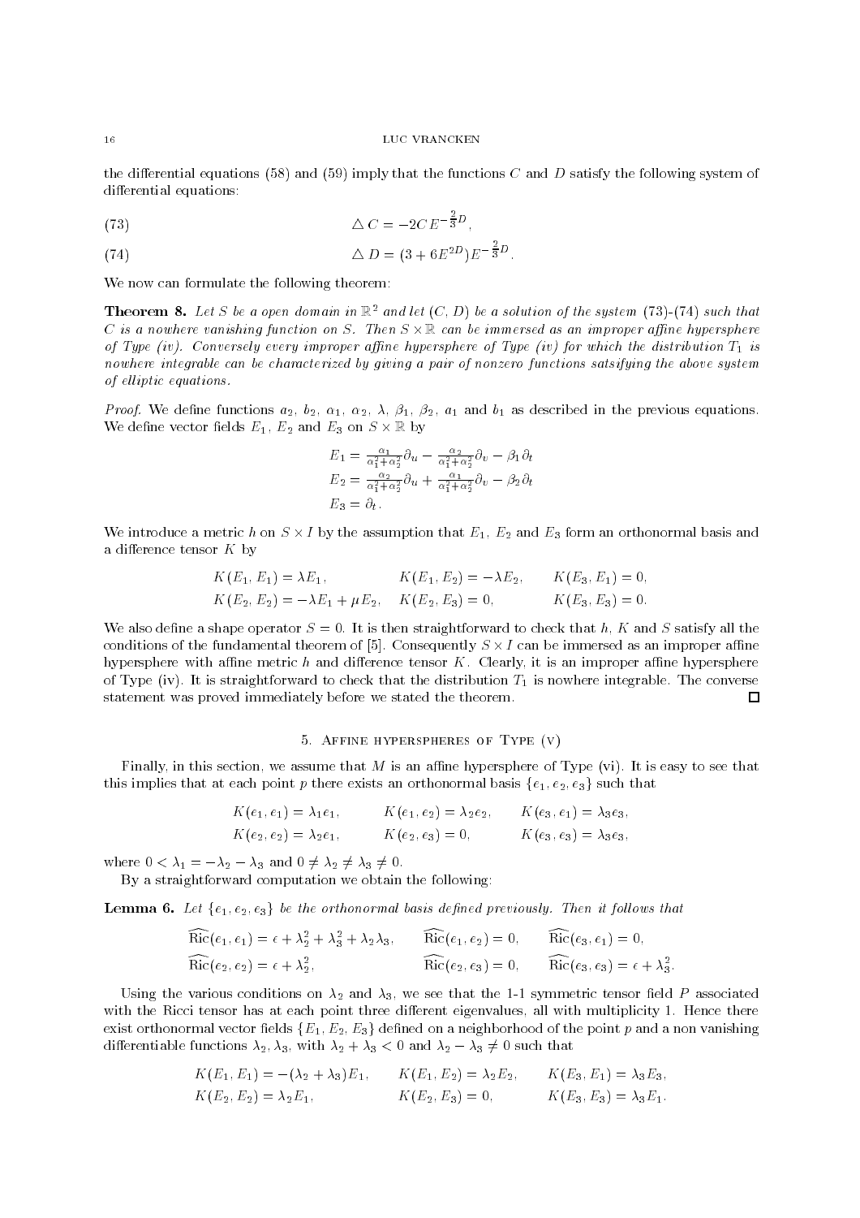the differential equations (58) and (59) imply that the functions $C$ and $D$ satisfy the following system of differential equations:

$$\triangle C = -2C\, E^{-\frac{2}{3}D}, \tag{73}$$

$$\triangle D = (3 + 6E^{2D})E^{-\frac{2}{3}D}. \tag{74}$$

We now can formulate the following theorem:

**Theorem 8.** *Let $S$ be a open domain in $\mathbb{R}^2$ and let $(C, D)$ be a solution of the system (73)-(74) such that $C$ is a nowhere vanishing function on $S$. Then $S \times \mathbb{R}$ can be immersed as an improper affine hypersphere of Type (iv). Conversely every improper affine hypersphere of Type (iv) for which the distribution $T_1$ is nowhere integrable can be characterized by giving a pair of nonzero functions satsifying the above system of elliptic equations.*

*Proof.* We define functions $a_2$, $b_2$, $\alpha_1$, $\alpha_2$, $\lambda$, $\beta_1$, $\beta_2$, $a_1$ and $b_1$ as described in the previous equations. We define vector fields $E_1$, $E_2$ and $E_3$ on $S \times \mathbb{R}$ by

$$\begin{aligned}
E_1 &= \tfrac{\alpha_1}{\alpha_1^2+\alpha_2^2}\partial_u - \tfrac{\alpha_2}{\alpha_1^2+\alpha_2^2}\partial_v - \beta_1\partial_t \\
E_2 &= \tfrac{\alpha_2}{\alpha_1^2+\alpha_2^2}\partial_u + \tfrac{\alpha_1}{\alpha_1^2+\alpha_2^2}\partial_v - \beta_2\partial_t \\
E_3 &= \partial_t.
\end{aligned}$$

We introduce a metric $h$ on $S \times I$ by the assumption that $E_1$, $E_2$ and $E_3$ form an orthonormal basis and a difference tensor $K$ by

$$\begin{aligned}
&K(E_1, E_1) = \lambda E_1, &&K(E_1, E_2) = -\lambda E_2, &&K(E_3, E_1) = 0,\\
&K(E_2, E_2) = -\lambda E_1 + \mu E_2, &&K(E_2, E_3) = 0, &&K(E_3, E_3) = 0.
\end{aligned}$$

We also define a shape operator $S = 0$. It is then straightforward to check that $h$, $K$ and $S$ satisfy all the conditions of the fundamental theorem of [5]. Consequently $S \times I$ can be immersed as an improper affine hypersphere with affine metric $h$ and difference tensor $K$. Clearly, it is an improper affine hypersphere of Type (iv). It is straightforward to check that the distribution $T_1$ is nowhere integrable. The converse statement was proved immediately before we stated the theorem. □

## 5. Affine hyperspheres of Type (v)

Finally, in this section, we assume that $M$ is an affine hypersphere of Type (vi). It is easy to see that this implies that at each point $p$ there exists an orthonormal basis $\{e_1, e_2, e_3\}$ such that

$$\begin{aligned}
&K(e_1, e_1) = \lambda_1 e_1, &&K(e_1, e_2) = \lambda_2 e_2, &&K(e_3, e_1) = \lambda_3 e_3,\\
&K(e_2, e_2) = \lambda_2 e_1, &&K(e_2, e_3) = 0, &&K(e_3, e_3) = \lambda_3 e_3,
\end{aligned}$$

where $0 < \lambda_1 = -\lambda_2 - \lambda_3$ and $0 \neq \lambda_2 \neq \lambda_3 \neq 0$.

By a straightforward computation we obtain the following:

**Lemma 6.** *Let $\{e_1, e_2, e_3\}$ be the orthonormal basis defined previously. Then it follows that*

$$\begin{aligned}
&\widehat{\mathrm{Ric}}(e_1, e_1) = \epsilon + \lambda_2^2 + \lambda_3^2 + \lambda_2\lambda_3, &&\widehat{\mathrm{Ric}}(e_1, e_2) = 0, &&\widehat{\mathrm{Ric}}(e_3, e_1) = 0,\\
&\widehat{\mathrm{Ric}}(e_2, e_2) = \epsilon + \lambda_2^2, &&\widehat{\mathrm{Ric}}(e_2, e_3) = 0, &&\widehat{\mathrm{Ric}}(e_3, e_3) = \epsilon + \lambda_3^2.
\end{aligned}$$

Using the various conditions on $\lambda_2$ and $\lambda_3$, we see that the 1-1 symmetric tensor field $P$ associated with the Ricci tensor has at each point three different eigenvalues, all with multiplicity 1. Hence there exist orthonormal vector fields $\{E_1, E_2, E_3\}$ defined on a neighborhood of the point $p$ and a non vanishing differentiable functions $\lambda_2$, $\lambda_3$, with $\lambda_2 + \lambda_3 < 0$ and $\lambda_2 - \lambda_3 \neq 0$ such that

$$\begin{aligned}
&K(E_1, E_1) = -(\lambda_2 + \lambda_3)E_1, &&K(E_1, E_2) = \lambda_2 E_2, &&K(E_3, E_1) = \lambda_3 E_3,\\
&K(E_2, E_2) = \lambda_2 E_1, &&K(E_2, E_3) = 0, &&K(E_3, E_3) = \lambda_3 E_1.
\end{aligned}$$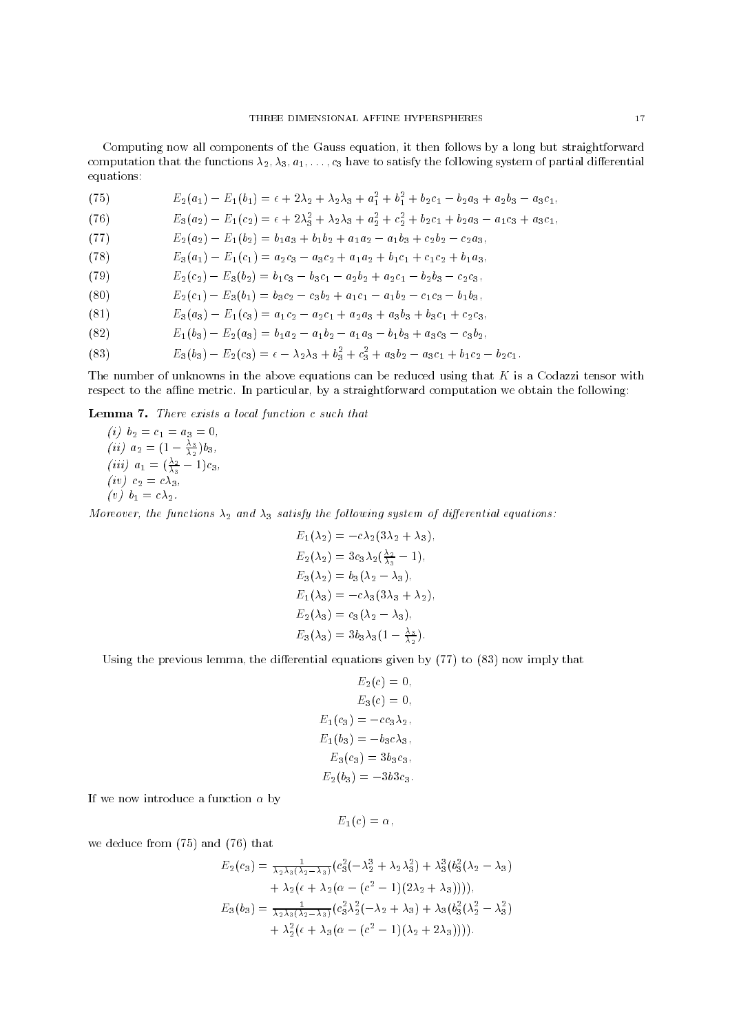Computing now all components of the Gauss equation, it then follows by a long but straightforward computation that the functions $\lambda_2, \lambda_3, a_1, \ldots, c_3$ have to satisfy the following system of partial differential equations:

$$E_2(a_1) - E_1(b_1) = \epsilon + 2\lambda_2 + \lambda_2\lambda_3 + a_1^2 + b_1^2 + b_2c_1 - b_2a_3 + a_2b_3 - a_3c_1, \tag{75}$$

$$E_3(a_2) - E_1(c_2) = \epsilon + 2\lambda_3^2 + \lambda_2\lambda_3 + a_2^2 + c_2^2 + b_2c_1 + b_2a_3 - a_1c_3 + a_3c_1, \tag{76}$$

$$E_2(a_2) - E_1(b_2) = b_1a_3 + b_1b_2 + a_1a_2 - a_1b_3 + c_2b_2 - c_2a_3, \tag{77}$$

$$E_3(a_1) - E_1(c_1) = a_2c_3 - a_3c_2 + a_1a_2 + b_1c_1 + c_1c_2 + b_1a_3, \tag{78}$$

$$E_2(c_2) - E_3(b_2) = b_1c_3 - b_3c_1 - a_2b_2 + a_2c_1 - b_2b_3 - c_2c_3, \tag{79}$$

$$E_2(c_1) - E_3(b_1) = b_3c_2 - c_3b_2 + a_1c_1 - a_1b_2 - c_1c_3 - b_1b_3, \tag{80}$$

$$E_3(a_3) - E_1(c_3) = a_1c_2 - a_2c_1 + a_2a_3 + a_3b_3 + b_3c_1 + c_2c_3, \tag{81}$$

$$E_1(b_3) - E_2(a_3) = b_1a_2 - a_1b_2 - a_1a_3 - b_1b_3 + a_3c_3 - c_3b_2, \tag{82}$$

$$E_3(b_3) - E_2(c_3) = \epsilon - \lambda_2\lambda_3 + b_3^2 + c_3^2 + a_3b_2 - a_3c_1 + b_1c_2 - b_2c_1. \tag{83}$$

The number of unknowns in the above equations can be reduced using that $K$ is a Codazzi tensor with respect to the affine metric. In particular, by a straightforward computation we obtain the following:

**Lemma 7.** *There exists a local function $c$ such that*

*(i)* $b_2 = c_1 = a_3 = 0$,
*(ii)* $a_2 = (1 - \frac{\lambda_3}{\lambda_2})b_3$,
*(iii)* $a_1 = (\frac{\lambda_2}{\lambda_3} - 1)c_3$,
*(iv)* $c_2 = c\lambda_3$,
*(v)* $b_1 = c\lambda_2$.

*Moreover, the functions $\lambda_2$ and $\lambda_3$ satisfy the following system of differential equations:*

$$\begin{aligned}
E_1(\lambda_2) &= -c\lambda_2(3\lambda_2 + \lambda_3),\\
E_2(\lambda_2) &= 3c_3\lambda_2(\tfrac{\lambda_2}{\lambda_3} - 1),\\
E_3(\lambda_2) &= b_3(\lambda_2 - \lambda_3),\\
E_1(\lambda_3) &= -c\lambda_3(3\lambda_3 + \lambda_2),\\
E_2(\lambda_3) &= c_3(\lambda_2 - \lambda_3),\\
E_3(\lambda_3) &= 3b_3\lambda_3(1 - \tfrac{\lambda_3}{\lambda_2}).
\end{aligned}$$

Using the previous lemma, the differential equations given by (77) to (83) now imply that

$$\begin{aligned}
E_2(c) &= 0,\\
E_3(c) &= 0,\\
E_1(c_3) &= -cc_3\lambda_2,\\
E_1(b_3) &= -b_3c\lambda_3,\\
E_3(c_3) &= 3b_3c_3,\\
E_2(b_3) &= -3b3c_3.
\end{aligned}$$

If we now introduce a function $\alpha$ by

$$E_1(c) = \alpha,$$

we deduce from (75) and (76) that

$$\begin{aligned}
E_2(c_3) &= \tfrac{1}{\lambda_2\lambda_3(\lambda_2 - \lambda_3)}(c_3^2(-\lambda_2^3 + \lambda_2\lambda_3^2) + \lambda_3^3(b_3^2(\lambda_2 - \lambda_3)\\
&\quad + \lambda_2(\epsilon + \lambda_2(\alpha - (c^2 - 1)(2\lambda_2 + \lambda_3))))),\\
E_3(b_3) &= \tfrac{1}{\lambda_2\lambda_3(\lambda_2 - \lambda_3)}(c_3^2\lambda_2^2(-\lambda_2 + \lambda_3) + \lambda_3(b_3^2(\lambda_2^2 - \lambda_3^2)\\
&\quad + \lambda_2^2(\epsilon + \lambda_3(\alpha - (c^2 - 1)(\lambda_2 + 2\lambda_3))))).
\end{aligned}$$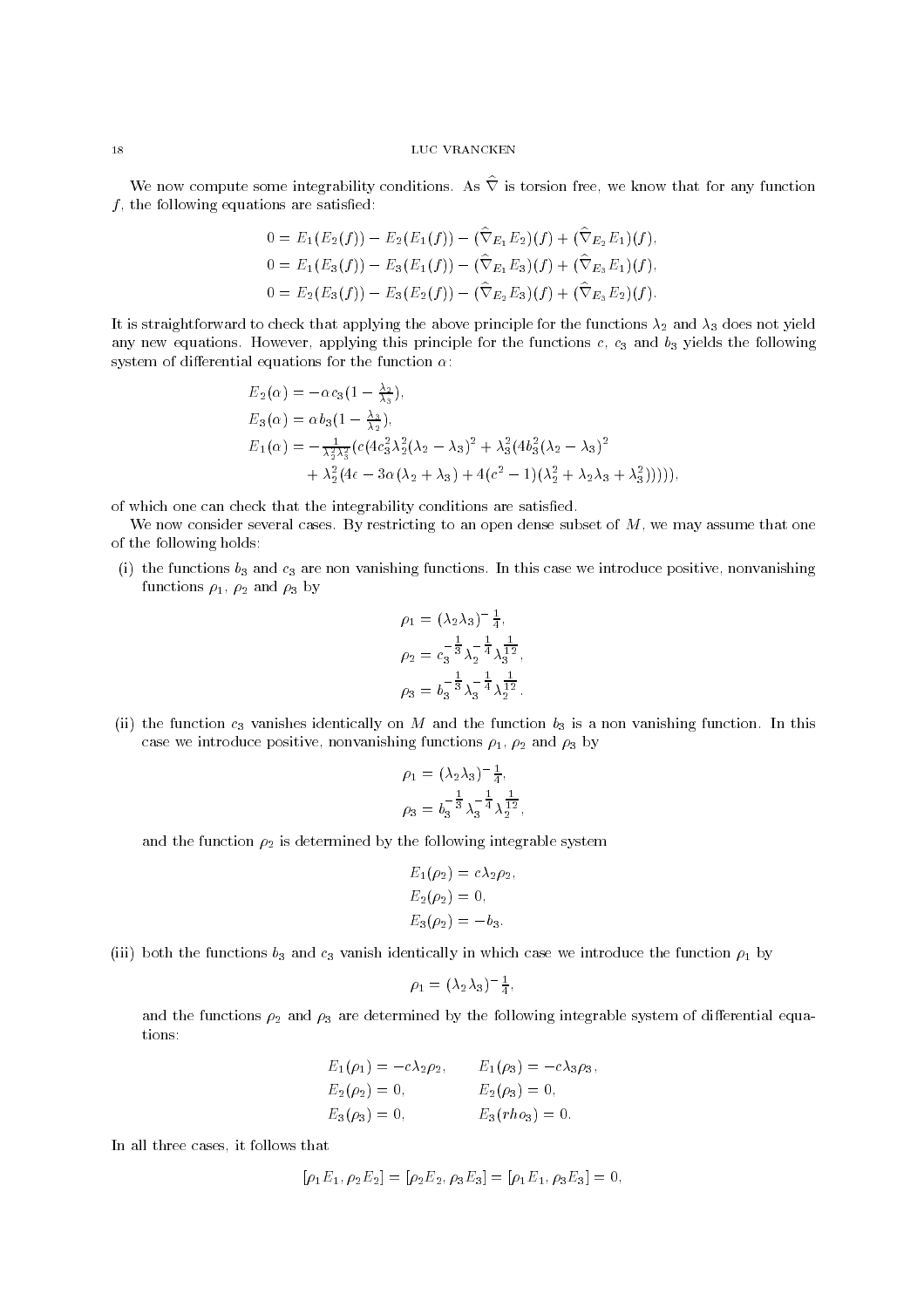We now compute some integrability conditions. As $\widehat{\nabla}$ is torsion free, we know that for any function $f$, the following equations are satisfied:

$$0 = E_1(E_2(f)) - E_2(E_1(f)) - (\widehat{\nabla}_{E_1} E_2)(f) + (\widehat{\nabla}_{E_2} E_1)(f),$$
$$0 = E_1(E_3(f)) - E_3(E_1(f)) - (\widehat{\nabla}_{E_1} E_3)(f) + (\widehat{\nabla}_{E_3} E_1)(f),$$
$$0 = E_2(E_3(f)) - E_3(E_2(f)) - (\widehat{\nabla}_{E_2} E_3)(f) + (\widehat{\nabla}_{E_3} E_2)(f).$$

It is straightforward to check that applying the above principle for the functions $\lambda_2$ and $\lambda_3$ does not yield any new equations. However, applying this principle for the functions $c$, $c_3$ and $b_3$ yields the following system of differential equations for the function $\alpha$:

$$\begin{aligned}
E_2(\alpha) &= -\alpha c_3 (1 - \tfrac{\lambda_2}{\lambda_3}),\\
E_3(\alpha) &= \alpha b_3 (1 - \tfrac{\lambda_3}{\lambda_2}),\\
E_1(\alpha) &= -\tfrac{1}{\lambda_2^2 \lambda_3^2}(c(4c_3^2 \lambda_2^2 (\lambda_2 - \lambda_3)^2 + \lambda_3^2 (4 b_3^2 (\lambda_2 - \lambda_3)^2\\
&\quad + \lambda_2^2 (4\epsilon - 3\alpha(\lambda_2 + \lambda_3) + 4(c^2 - 1)(\lambda_2^2 + \lambda_2 \lambda_3 + \lambda_3^2))))),
\end{aligned}$$

of which one can check that the integrability conditions are satisfied.

We now consider several cases. By restricting to an open dense subset of $M$, we may assume that one of the following holds:

(i) the functions $b_3$ and $c_3$ are non vanishing functions. In this case we introduce positive, nonvanishing functions $\rho_1$, $\rho_2$ and $\rho_3$ by

$$\begin{aligned}
\rho_1 &= (\lambda_2 \lambda_3)^{-\frac{1}{4}},\\
\rho_2 &= c_3^{-\frac{1}{3}} \lambda_2^{-\frac{1}{4}} \lambda_3^{\frac{1}{12}},\\
\rho_3 &= b_3^{-\frac{1}{3}} \lambda_3^{-\frac{1}{4}} \lambda_2^{\frac{1}{12}}.
\end{aligned}$$

(ii) the function $c_3$ vanishes identically on $M$ and the function $b_3$ is a non vanishing function. In this case we introduce positive, nonvanishing functions $\rho_1$, $\rho_2$ and $\rho_3$ by

$$\begin{aligned}
\rho_1 &= (\lambda_2 \lambda_3)^{-\frac{1}{4}},\\
\rho_3 &= b_3^{-\frac{1}{3}} \lambda_3^{-\frac{1}{4}} \lambda_2^{\frac{1}{12}},
\end{aligned}$$

and the function $\rho_2$ is determined by the following integrable system

$$\begin{aligned}
E_1(\rho_2) &= c\lambda_2 \rho_2,\\
E_2(\rho_2) &= 0,\\
E_3(\rho_2) &= -b_3.
\end{aligned}$$

(iii) both the functions $b_3$ and $c_3$ vanish identically in which case we introduce the function $\rho_1$ by

$$\rho_1 = (\lambda_2 \lambda_3)^{-\frac{1}{4}},$$

and the functions $\rho_2$ and $\rho_3$ are determined by the following integrable system of differential equations:

$$\begin{aligned}
E_1(\rho_1) &= -c\lambda_2 \rho_2, \qquad & E_1(\rho_3) &= -c\lambda_3 \rho_3,\\
E_2(\rho_2) &= 0, & E_2(\rho_3) &= 0,\\
E_3(\rho_3) &= 0, & E_3(rho_3) &= 0.
\end{aligned}$$

In all three cases, it follows that

$$[\rho_1 E_1, \rho_2 E_2] = [\rho_2 E_2, \rho_3 E_3] = [\rho_1 E_1, \rho_3 E_3] = 0,$$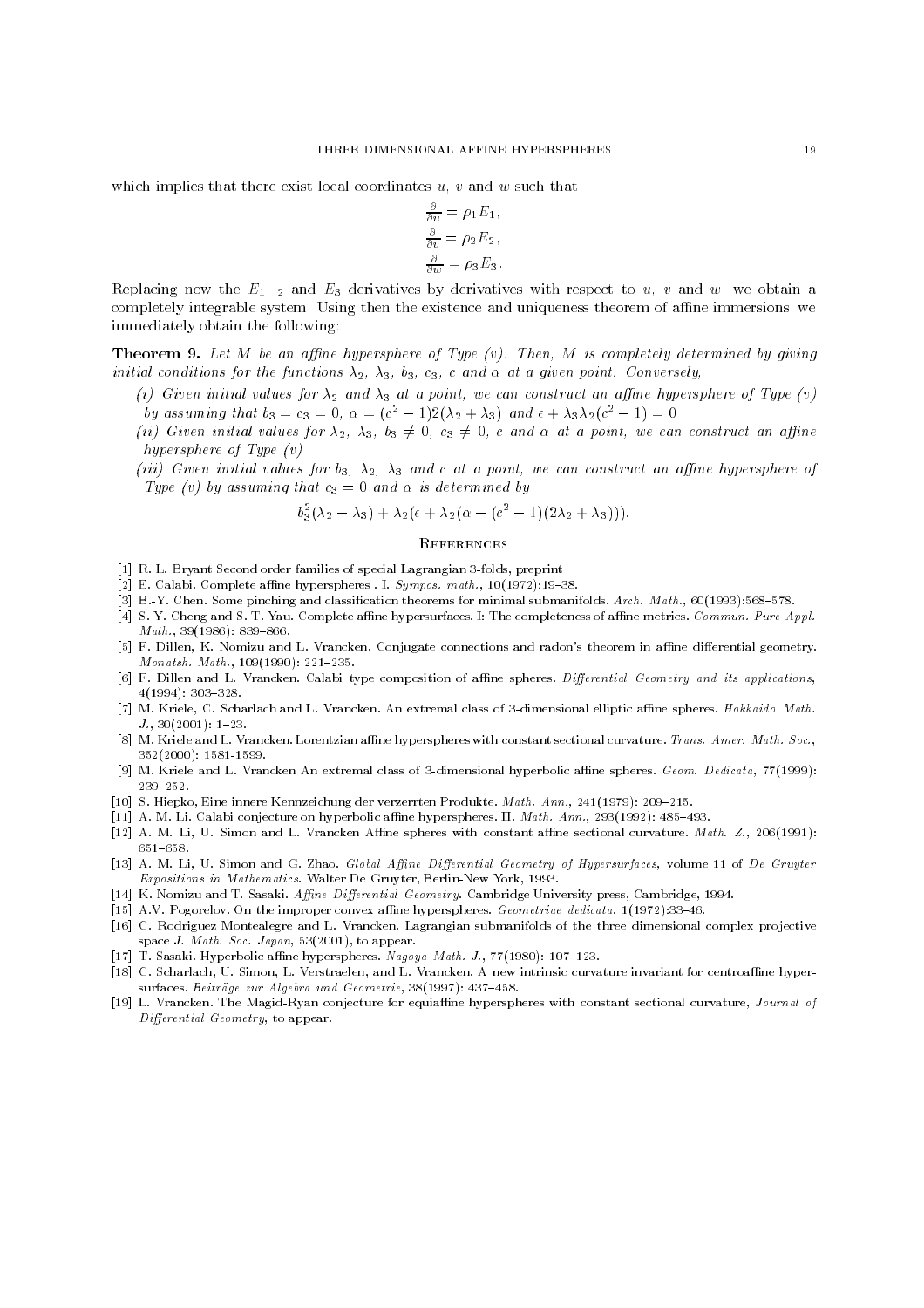which implies that there exist local coordinates $u$, $v$ and $w$ such that

$$\frac{\partial}{\partial u} = \rho_1 E_1,$$
$$\frac{\partial}{\partial v} = \rho_2 E_2,$$
$$\frac{\partial}{\partial w} = \rho_3 E_3.$$

Replacing now the $E_1$, $_2$ and $E_3$ derivatives by derivatives with respect to $u$, $v$ and $w$, we obtain a completely integrable system. Using then the existence and uniqueness theorem of affine immersions, we immediately obtain the following:

**Theorem 9.** *Let $M$ be an affine hypersphere of Type (v). Then, $M$ is completely determined by giving initial conditions for the functions $\lambda_2$, $\lambda_3$, $b_3$, $c_3$, $c$ and $\alpha$ at a given point. Conversely,*

*(i) Given initial values for $\lambda_2$ and $\lambda_3$ at a point, we can construct an affine hypersphere of Type (v) by assuming that $b_3 = c_3 = 0$, $\alpha = (c^2 - 1)2(\lambda_2 + \lambda_3)$ and $\epsilon + \lambda_3\lambda_2(c^2 - 1) = 0$*

*(ii) Given initial values for $\lambda_2$, $\lambda_3$, $b_3 \neq 0$, $c_3 \neq 0$, $c$ and $\alpha$ at a point, we can construct an affine hypersphere of Type (v)*

*(iii) Given initial values for $b_3$, $\lambda_2$, $\lambda_3$ and $c$ at a point, we can construct an affine hypersphere of Type (v) by assuming that $c_3 = 0$ and $\alpha$ is determined by*

$$b_3^2(\lambda_2 - \lambda_3) + \lambda_2(\epsilon + \lambda_2(\alpha - (c^2 - 1)(2\lambda_2 + \lambda_3))).$$

## References

[1] R. L. Bryant Second order families of special Lagrangian 3-folds, preprint

[2] E. Calabi. Complete affine hyperspheres . I. *Sympos. math.*, 10(1972):19–38.

[3] B.-Y. Chen. Some pinching and classification theorems for minimal submanifolds. *Arch. Math.*, 60(1993):568–578.

[4] S. Y. Cheng and S. T. Yau. Complete affine hypersurfaces. I: The completeness of affine metrics. *Commun. Pure Appl. Math.*, 39(1986): 839–866.

[5] F. Dillen, K. Nomizu and L. Vrancken. Conjugate connections and radon's theorem in affine differential geometry. *Monatsh. Math.*, 109(1990): 221–235.

[6] F. Dillen and L. Vrancken. Calabi type composition of affine spheres. *Differential Geometry and its applications*, 4(1994): 303–328.

[7] M. Kriele, C. Scharlach and L. Vrancken. An extremal class of 3-dimensional elliptic affine spheres. *Hokkaido Math. J.*, 30(2001): 1–23.

[8] M. Kriele and L. Vrancken. Lorentzian affine hyperspheres with constant sectional curvature. *Trans. Amer. Math. Soc.*, 352(2000): 1581-1599.

[9] M. Kriele and L. Vrancken An extremal class of 3-dimensional hyperbolic affine spheres. *Geom. Dedicata*, 77(1999): 239–252.

[10] S. Hiepko, Eine innere Kennzeichung der verzerrten Produkte. *Math. Ann.*, 241(1979): 209–215.

[11] A. M. Li. Calabi conjecture on hyperbolic affine hyperspheres. II. *Math. Ann.*, 293(1992): 485–493.

[12] A. M. Li, U. Simon and L. Vrancken Affine spheres with constant affine sectional curvature. *Math. Z.*, 206(1991): 651–658.

[13] A. M. Li, U. Simon and G. Zhao. *Global Affine Differential Geometry of Hypersurfaces*, volume 11 of *De Gruyter Expositions in Mathematics*. Walter De Gruyter, Berlin-New York, 1993.

[14] K. Nomizu and T. Sasaki. *Affine Differential Geometry*. Cambridge University press, Cambridge, 1994.

[15] A.V. Pogorelov. On the improper convex affine hyperspheres. *Geometriae dedicata*, 1(1972):33–46.

[16] C. Rodriguez Montealegre and L. Vrancken. Lagrangian submanifolds of the three dimensional complex projective space *J. Math. Soc. Japan*, 53(2001), to appear.

[17] T. Sasaki. Hyperbolic affine hyperspheres. *Nagoya Math. J.*, 77(1980): 107–123.

[18] C. Scharlach, U. Simon, L. Verstraelen, and L. Vrancken. A new intrinsic curvature invariant for centroaffine hypersurfaces. *Beiträge zur Algebra und Geometrie*, 38(1997): 437–458.

[19] L. Vrancken. The Magid-Ryan conjecture for equiaffine hyperspheres with constant sectional curvature, *Journal of Differential Geometry*, to appear.